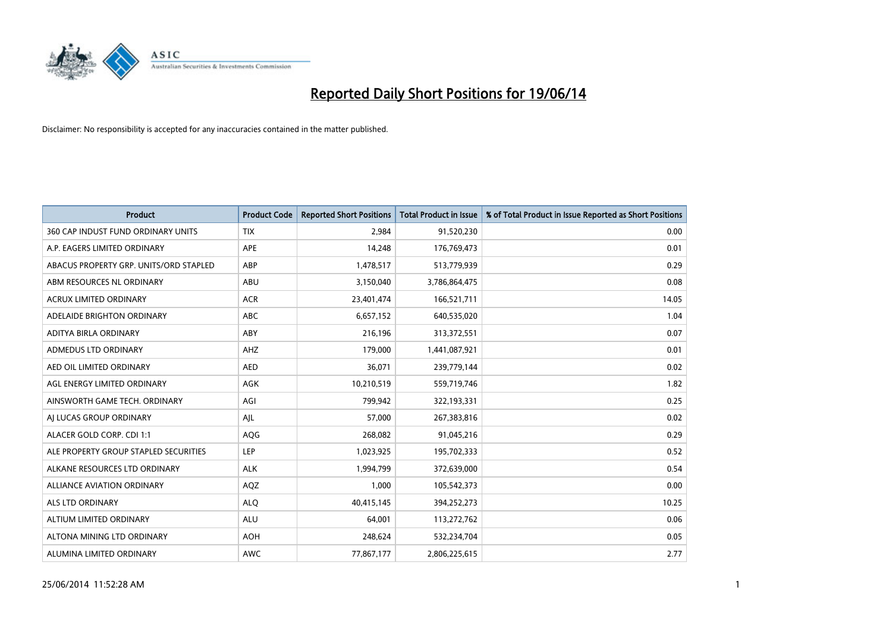# Reported Daily Short Positions for 19/06/14

Disclaimer: No responsibility is accepted for any inaccuracies contained in the matter published.

| Product | Product Code | Reported Short Positions | Total Product in Issue | % of Total Product in Issue Reported as Short Positions |
|---|---|---|---|---|
| 360 CAP INDUST FUND ORDINARY UNITS | TIX | 2,984 | 91,520,230 | 0.00 |
| A.P. EAGERS LIMITED ORDINARY | APE | 14,248 | 176,769,473 | 0.01 |
| ABACUS PROPERTY GRP. UNITS/ORD STAPLED | ABP | 1,478,517 | 513,779,939 | 0.29 |
| ABM RESOURCES NL ORDINARY | ABU | 3,150,040 | 3,786,864,475 | 0.08 |
| ACRUX LIMITED ORDINARY | ACR | 23,401,474 | 166,521,711 | 14.05 |
| ADELAIDE BRIGHTON ORDINARY | ABC | 6,657,152 | 640,535,020 | 1.04 |
| ADITYA BIRLA ORDINARY | ABY | 216,196 | 313,372,551 | 0.07 |
| ADMEDUS LTD ORDINARY | AHZ | 179,000 | 1,441,087,921 | 0.01 |
| AED OIL LIMITED ORDINARY | AED | 36,071 | 239,779,144 | 0.02 |
| AGL ENERGY LIMITED ORDINARY | AGK | 10,210,519 | 559,719,746 | 1.82 |
| AINSWORTH GAME TECH. ORDINARY | AGI | 799,942 | 322,193,331 | 0.25 |
| AJ LUCAS GROUP ORDINARY | AJL | 57,000 | 267,383,816 | 0.02 |
| ALACER GOLD CORP. CDI 1:1 | AQG | 268,082 | 91,045,216 | 0.29 |
| ALE PROPERTY GROUP STAPLED SECURITIES | LEP | 1,023,925 | 195,702,333 | 0.52 |
| ALKANE RESOURCES LTD ORDINARY | ALK | 1,994,799 | 372,639,000 | 0.54 |
| ALLIANCE AVIATION ORDINARY | AQZ | 1,000 | 105,542,373 | 0.00 |
| ALS LTD ORDINARY | ALQ | 40,415,145 | 394,252,273 | 10.25 |
| ALTIUM LIMITED ORDINARY | ALU | 64,001 | 113,272,762 | 0.06 |
| ALTONA MINING LTD ORDINARY | AOH | 248,624 | 532,234,704 | 0.05 |
| ALUMINA LIMITED ORDINARY | AWC | 77,867,177 | 2,806,225,615 | 2.77 |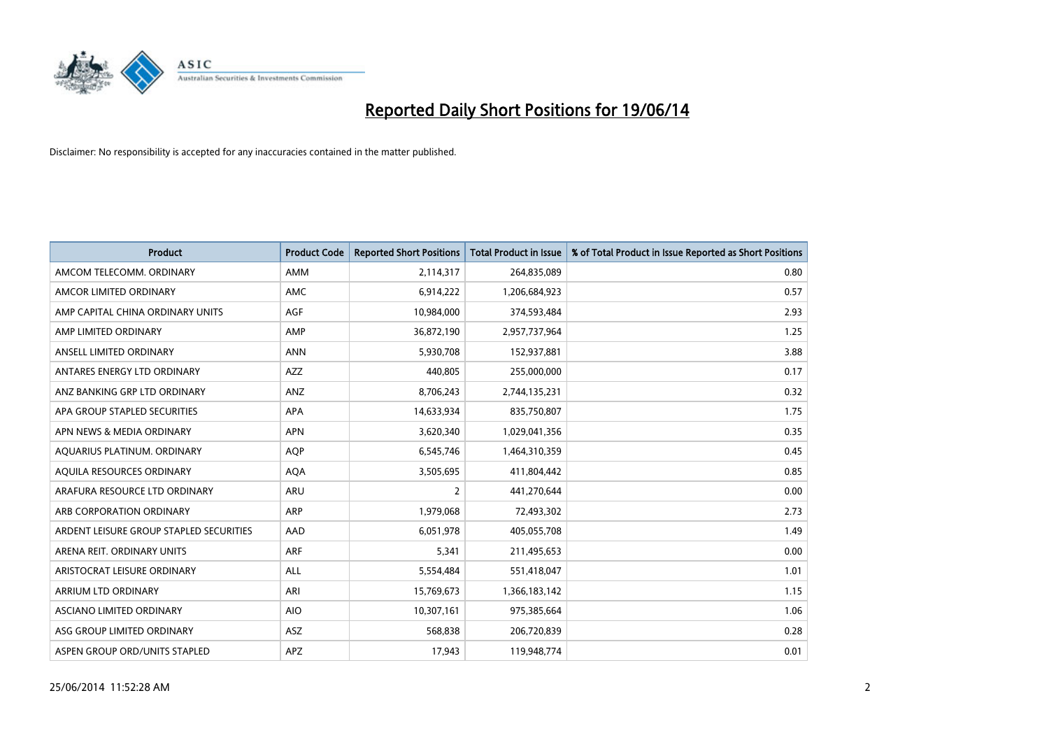# Reported Daily Short Positions for 19/06/14

Disclaimer: No responsibility is accepted for any inaccuracies contained in the matter published.

| Product | Product Code | Reported Short Positions | Total Product in Issue | % of Total Product in Issue Reported as Short Positions |
| --- | --- | --- | --- | --- |
| AMCOM TELECOMM. ORDINARY | AMM | 2,114,317 | 264,835,089 | 0.80 |
| AMCOR LIMITED ORDINARY | AMC | 6,914,222 | 1,206,684,923 | 0.57 |
| AMP CAPITAL CHINA ORDINARY UNITS | AGF | 10,984,000 | 374,593,484 | 2.93 |
| AMP LIMITED ORDINARY | AMP | 36,872,190 | 2,957,737,964 | 1.25 |
| ANSELL LIMITED ORDINARY | ANN | 5,930,708 | 152,937,881 | 3.88 |
| ANTARES ENERGY LTD ORDINARY | AZZ | 440,805 | 255,000,000 | 0.17 |
| ANZ BANKING GRP LTD ORDINARY | ANZ | 8,706,243 | 2,744,135,231 | 0.32 |
| APA GROUP STAPLED SECURITIES | APA | 14,633,934 | 835,750,807 | 1.75 |
| APN NEWS & MEDIA ORDINARY | APN | 3,620,340 | 1,029,041,356 | 0.35 |
| AQUARIUS PLATINUM. ORDINARY | AQP | 6,545,746 | 1,464,310,359 | 0.45 |
| AQUILA RESOURCES ORDINARY | AQA | 3,505,695 | 411,804,442 | 0.85 |
| ARAFURA RESOURCE LTD ORDINARY | ARU | 2 | 441,270,644 | 0.00 |
| ARB CORPORATION ORDINARY | ARP | 1,979,068 | 72,493,302 | 2.73 |
| ARDENT LEISURE GROUP STAPLED SECURITIES | AAD | 6,051,978 | 405,055,708 | 1.49 |
| ARENA REIT. ORDINARY UNITS | ARF | 5,341 | 211,495,653 | 0.00 |
| ARISTOCRAT LEISURE ORDINARY | ALL | 5,554,484 | 551,418,047 | 1.01 |
| ARRIUM LTD ORDINARY | ARI | 15,769,673 | 1,366,183,142 | 1.15 |
| ASCIANO LIMITED ORDINARY | AIO | 10,307,161 | 975,385,664 | 1.06 |
| ASG GROUP LIMITED ORDINARY | ASZ | 568,838 | 206,720,839 | 0.28 |
| ASPEN GROUP ORD/UNITS STAPLED | APZ | 17,943 | 119,948,774 | 0.01 |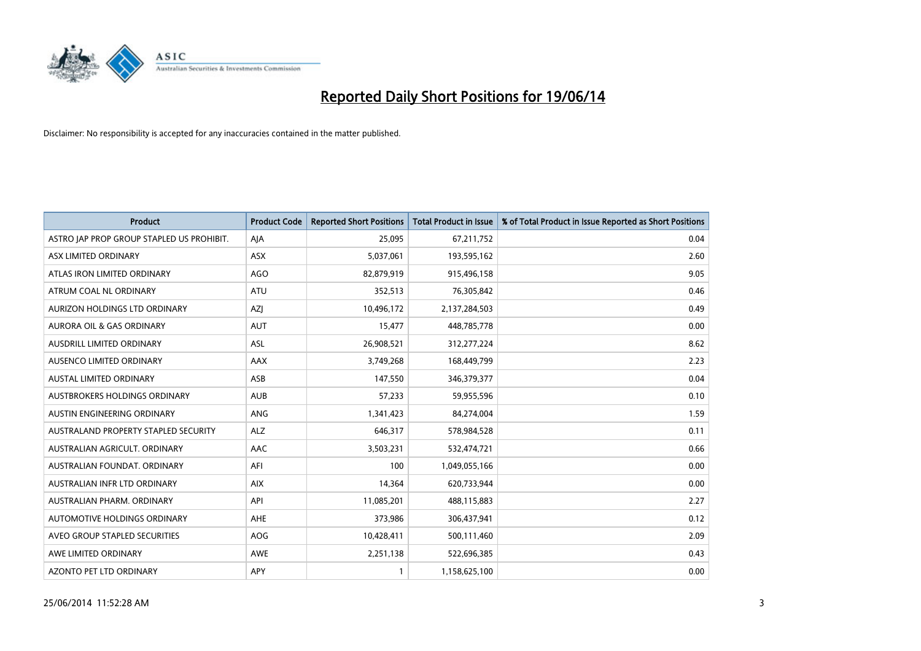# Reported Daily Short Positions for 19/06/14

Disclaimer: No responsibility is accepted for any inaccuracies contained in the matter published.

| Product | Product Code | Reported Short Positions | Total Product in Issue | % of Total Product in Issue Reported as Short Positions |
|---|---|---|---|---|
| ASTRO JAP PROP GROUP STAPLED US PROHIBIT. | AJA | 25,095 | 67,211,752 | 0.04 |
| ASX LIMITED ORDINARY | ASX | 5,037,061 | 193,595,162 | 2.60 |
| ATLAS IRON LIMITED ORDINARY | AGO | 82,879,919 | 915,496,158 | 9.05 |
| ATRUM COAL NL ORDINARY | ATU | 352,513 | 76,305,842 | 0.46 |
| AURIZON HOLDINGS LTD ORDINARY | AZJ | 10,496,172 | 2,137,284,503 | 0.49 |
| AURORA OIL & GAS ORDINARY | AUT | 15,477 | 448,785,778 | 0.00 |
| AUSDRILL LIMITED ORDINARY | ASL | 26,908,521 | 312,277,224 | 8.62 |
| AUSENCO LIMITED ORDINARY | AAX | 3,749,268 | 168,449,799 | 2.23 |
| AUSTAL LIMITED ORDINARY | ASB | 147,550 | 346,379,377 | 0.04 |
| AUSTBROKERS HOLDINGS ORDINARY | AUB | 57,233 | 59,955,596 | 0.10 |
| AUSTIN ENGINEERING ORDINARY | ANG | 1,341,423 | 84,274,004 | 1.59 |
| AUSTRALAND PROPERTY STAPLED SECURITY | ALZ | 646,317 | 578,984,528 | 0.11 |
| AUSTRALIAN AGRICULT. ORDINARY | AAC | 3,503,231 | 532,474,721 | 0.66 |
| AUSTRALIAN FOUNDAT. ORDINARY | AFI | 100 | 1,049,055,166 | 0.00 |
| AUSTRALIAN INFR LTD ORDINARY | AIX | 14,364 | 620,733,944 | 0.00 |
| AUSTRALIAN PHARM. ORDINARY | API | 11,085,201 | 488,115,883 | 2.27 |
| AUTOMOTIVE HOLDINGS ORDINARY | AHE | 373,986 | 306,437,941 | 0.12 |
| AVEO GROUP STAPLED SECURITIES | AOG | 10,428,411 | 500,111,460 | 2.09 |
| AWE LIMITED ORDINARY | AWE | 2,251,138 | 522,696,385 | 0.43 |
| AZONTO PET LTD ORDINARY | APY | 1 | 1,158,625,100 | 0.00 |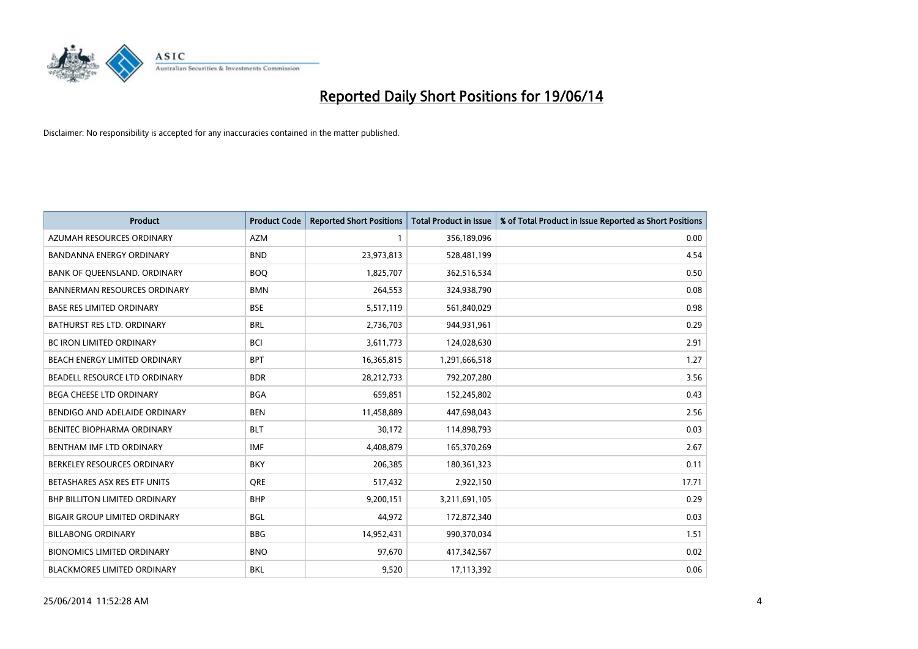# Reported Daily Short Positions for 19/06/14

Disclaimer: No responsibility is accepted for any inaccuracies contained in the matter published.

| Product | Product Code | Reported Short Positions | Total Product in Issue | % of Total Product in Issue Reported as Short Positions |
|---|---|---|---|---|
| AZUMAH RESOURCES ORDINARY | AZM | 1 | 356,189,096 | 0.00 |
| BANDANNA ENERGY ORDINARY | BND | 23,973,813 | 528,481,199 | 4.54 |
| BANK OF QUEENSLAND. ORDINARY | BOQ | 1,825,707 | 362,516,534 | 0.50 |
| BANNERMAN RESOURCES ORDINARY | BMN | 264,553 | 324,938,790 | 0.08 |
| BASE RES LIMITED ORDINARY | BSE | 5,517,119 | 561,840,029 | 0.98 |
| BATHURST RES LTD. ORDINARY | BRL | 2,736,703 | 944,931,961 | 0.29 |
| BC IRON LIMITED ORDINARY | BCI | 3,611,773 | 124,028,630 | 2.91 |
| BEACH ENERGY LIMITED ORDINARY | BPT | 16,365,815 | 1,291,666,518 | 1.27 |
| BEADELL RESOURCE LTD ORDINARY | BDR | 28,212,733 | 792,207,280 | 3.56 |
| BEGA CHEESE LTD ORDINARY | BGA | 659,851 | 152,245,802 | 0.43 |
| BENDIGO AND ADELAIDE ORDINARY | BEN | 11,458,889 | 447,698,043 | 2.56 |
| BENITEC BIOPHARMA ORDINARY | BLT | 30,172 | 114,898,793 | 0.03 |
| BENTHAM IMF LTD ORDINARY | IMF | 4,408,879 | 165,370,269 | 2.67 |
| BERKELEY RESOURCES ORDINARY | BKY | 206,385 | 180,361,323 | 0.11 |
| BETASHARES ASX RES ETF UNITS | QRE | 517,432 | 2,922,150 | 17.71 |
| BHP BILLITON LIMITED ORDINARY | BHP | 9,200,151 | 3,211,691,105 | 0.29 |
| BIGAIR GROUP LIMITED ORDINARY | BGL | 44,972 | 172,872,340 | 0.03 |
| BILLABONG ORDINARY | BBG | 14,952,431 | 990,370,034 | 1.51 |
| BIONOMICS LIMITED ORDINARY | BNO | 97,670 | 417,342,567 | 0.02 |
| BLACKMORES LIMITED ORDINARY | BKL | 9,520 | 17,113,392 | 0.06 |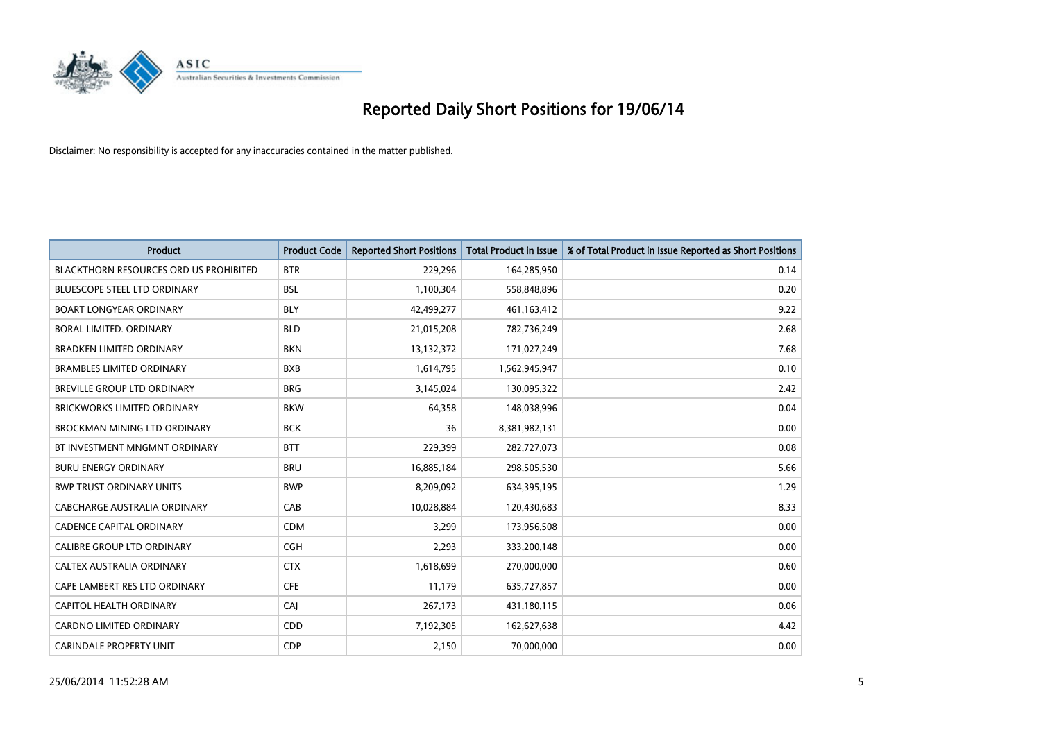# Reported Daily Short Positions for 19/06/14

Disclaimer: No responsibility is accepted for any inaccuracies contained in the matter published.

| Product | Product Code | Reported Short Positions | Total Product in Issue | % of Total Product in Issue Reported as Short Positions |
|---|---|---|---|---|
| BLACKTHORN RESOURCES ORD US PROHIBITED | BTR | 229,296 | 164,285,950 | 0.14 |
| BLUESCOPE STEEL LTD ORDINARY | BSL | 1,100,304 | 558,848,896 | 0.20 |
| BOART LONGYEAR ORDINARY | BLY | 42,499,277 | 461,163,412 | 9.22 |
| BORAL LIMITED. ORDINARY | BLD | 21,015,208 | 782,736,249 | 2.68 |
| BRADKEN LIMITED ORDINARY | BKN | 13,132,372 | 171,027,249 | 7.68 |
| BRAMBLES LIMITED ORDINARY | BXB | 1,614,795 | 1,562,945,947 | 0.10 |
| BREVILLE GROUP LTD ORDINARY | BRG | 3,145,024 | 130,095,322 | 2.42 |
| BRICKWORKS LIMITED ORDINARY | BKW | 64,358 | 148,038,996 | 0.04 |
| BROCKMAN MINING LTD ORDINARY | BCK | 36 | 8,381,982,131 | 0.00 |
| BT INVESTMENT MNGMNT ORDINARY | BTT | 229,399 | 282,727,073 | 0.08 |
| BURU ENERGY ORDINARY | BRU | 16,885,184 | 298,505,530 | 5.66 |
| BWP TRUST ORDINARY UNITS | BWP | 8,209,092 | 634,395,195 | 1.29 |
| CABCHARGE AUSTRALIA ORDINARY | CAB | 10,028,884 | 120,430,683 | 8.33 |
| CADENCE CAPITAL ORDINARY | CDM | 3,299 | 173,956,508 | 0.00 |
| CALIBRE GROUP LTD ORDINARY | CGH | 2,293 | 333,200,148 | 0.00 |
| CALTEX AUSTRALIA ORDINARY | CTX | 1,618,699 | 270,000,000 | 0.60 |
| CAPE LAMBERT RES LTD ORDINARY | CFE | 11,179 | 635,727,857 | 0.00 |
| CAPITOL HEALTH ORDINARY | CAJ | 267,173 | 431,180,115 | 0.06 |
| CARDNO LIMITED ORDINARY | CDD | 7,192,305 | 162,627,638 | 4.42 |
| CARINDALE PROPERTY UNIT | CDP | 2,150 | 70,000,000 | 0.00 |

25/06/2014 11:52:28 AM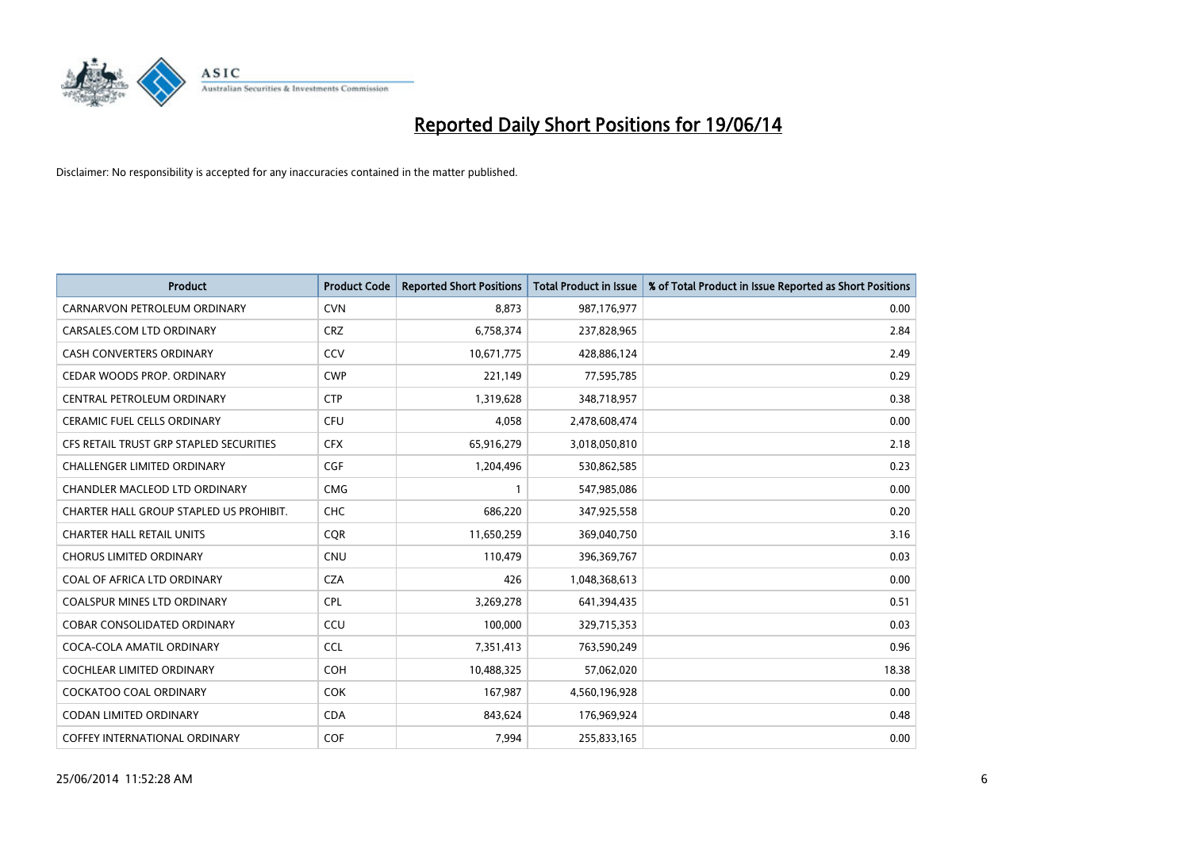# Reported Daily Short Positions for 19/06/14

Disclaimer: No responsibility is accepted for any inaccuracies contained in the matter published.

| Product | Product Code | Reported Short Positions | Total Product in Issue | % of Total Product in Issue Reported as Short Positions |
|---|---|---|---|---|
| CARNARVON PETROLEUM ORDINARY | CVN | 8,873 | 987,176,977 | 0.00 |
| CARSALES.COM LTD ORDINARY | CRZ | 6,758,374 | 237,828,965 | 2.84 |
| CASH CONVERTERS ORDINARY | CCV | 10,671,775 | 428,886,124 | 2.49 |
| CEDAR WOODS PROP. ORDINARY | CWP | 221,149 | 77,595,785 | 0.29 |
| CENTRAL PETROLEUM ORDINARY | CTP | 1,319,628 | 348,718,957 | 0.38 |
| CERAMIC FUEL CELLS ORDINARY | CFU | 4,058 | 2,478,608,474 | 0.00 |
| CFS RETAIL TRUST GRP STAPLED SECURITIES | CFX | 65,916,279 | 3,018,050,810 | 2.18 |
| CHALLENGER LIMITED ORDINARY | CGF | 1,204,496 | 530,862,585 | 0.23 |
| CHANDLER MACLEOD LTD ORDINARY | CMG | 1 | 547,985,086 | 0.00 |
| CHARTER HALL GROUP STAPLED US PROHIBIT. | CHC | 686,220 | 347,925,558 | 0.20 |
| CHARTER HALL RETAIL UNITS | CQR | 11,650,259 | 369,040,750 | 3.16 |
| CHORUS LIMITED ORDINARY | CNU | 110,479 | 396,369,767 | 0.03 |
| COAL OF AFRICA LTD ORDINARY | CZA | 426 | 1,048,368,613 | 0.00 |
| COALSPUR MINES LTD ORDINARY | CPL | 3,269,278 | 641,394,435 | 0.51 |
| COBAR CONSOLIDATED ORDINARY | CCU | 100,000 | 329,715,353 | 0.03 |
| COCA-COLA AMATIL ORDINARY | CCL | 7,351,413 | 763,590,249 | 0.96 |
| COCHLEAR LIMITED ORDINARY | COH | 10,488,325 | 57,062,020 | 18.38 |
| COCKATOO COAL ORDINARY | COK | 167,987 | 4,560,196,928 | 0.00 |
| CODAN LIMITED ORDINARY | CDA | 843,624 | 176,969,924 | 0.48 |
| COFFEY INTERNATIONAL ORDINARY | COF | 7,994 | 255,833,165 | 0.00 |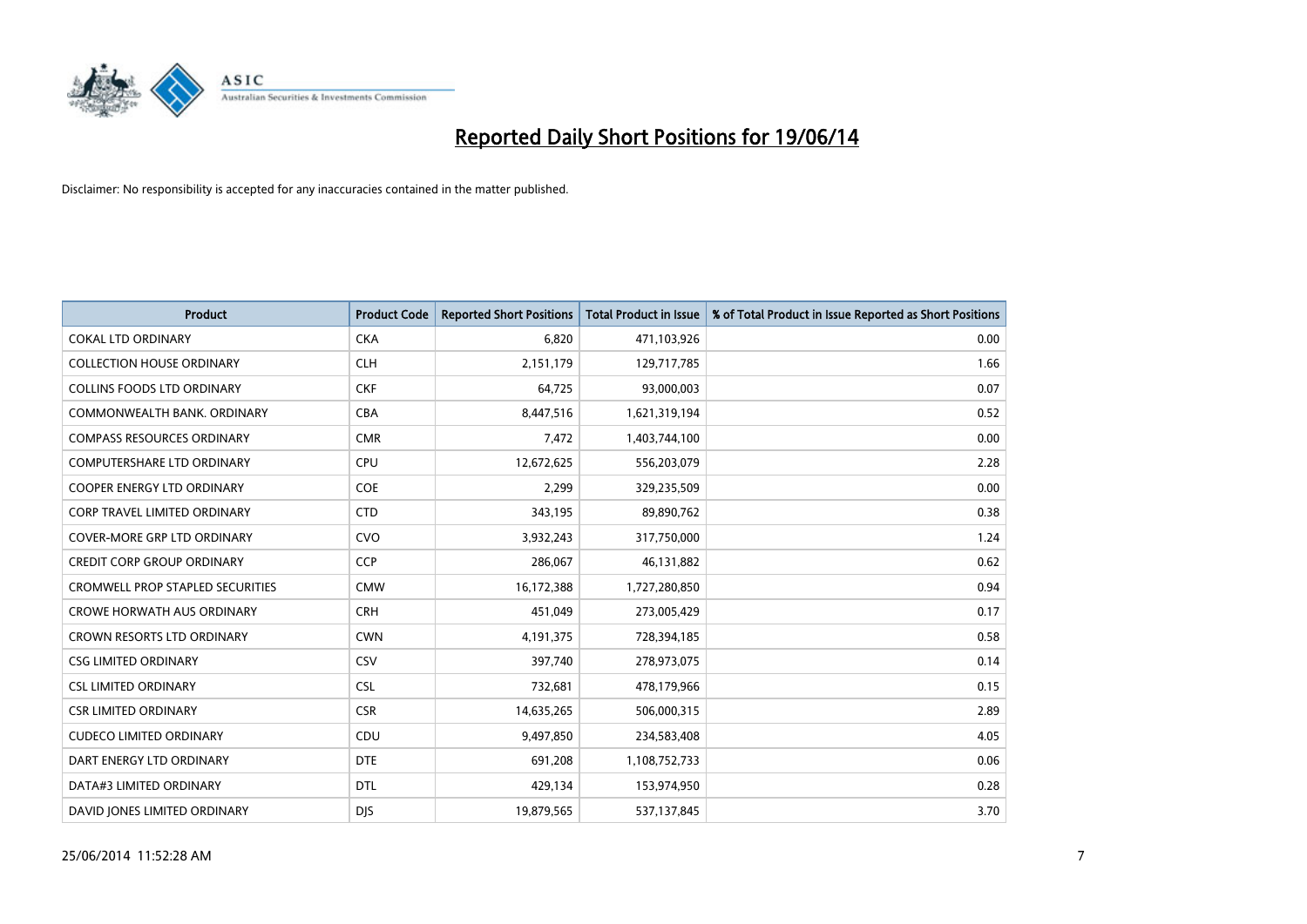# Reported Daily Short Positions for 19/06/14

Disclaimer: No responsibility is accepted for any inaccuracies contained in the matter published.

| Product | Product Code | Reported Short Positions | Total Product in Issue | % of Total Product in Issue Reported as Short Positions |
|---|---|---|---|---|
| COKAL LTD ORDINARY | CKA | 6,820 | 471,103,926 | 0.00 |
| COLLECTION HOUSE ORDINARY | CLH | 2,151,179 | 129,717,785 | 1.66 |
| COLLINS FOODS LTD ORDINARY | CKF | 64,725 | 93,000,003 | 0.07 |
| COMMONWEALTH BANK. ORDINARY | CBA | 8,447,516 | 1,621,319,194 | 0.52 |
| COMPASS RESOURCES ORDINARY | CMR | 7,472 | 1,403,744,100 | 0.00 |
| COMPUTERSHARE LTD ORDINARY | CPU | 12,672,625 | 556,203,079 | 2.28 |
| COOPER ENERGY LTD ORDINARY | COE | 2,299 | 329,235,509 | 0.00 |
| CORP TRAVEL LIMITED ORDINARY | CTD | 343,195 | 89,890,762 | 0.38 |
| COVER-MORE GRP LTD ORDINARY | CVO | 3,932,243 | 317,750,000 | 1.24 |
| CREDIT CORP GROUP ORDINARY | CCP | 286,067 | 46,131,882 | 0.62 |
| CROMWELL PROP STAPLED SECURITIES | CMW | 16,172,388 | 1,727,280,850 | 0.94 |
| CROWE HORWATH AUS ORDINARY | CRH | 451,049 | 273,005,429 | 0.17 |
| CROWN RESORTS LTD ORDINARY | CWN | 4,191,375 | 728,394,185 | 0.58 |
| CSG LIMITED ORDINARY | CSV | 397,740 | 278,973,075 | 0.14 |
| CSL LIMITED ORDINARY | CSL | 732,681 | 478,179,966 | 0.15 |
| CSR LIMITED ORDINARY | CSR | 14,635,265 | 506,000,315 | 2.89 |
| CUDECO LIMITED ORDINARY | CDU | 9,497,850 | 234,583,408 | 4.05 |
| DART ENERGY LTD ORDINARY | DTE | 691,208 | 1,108,752,733 | 0.06 |
| DATA#3 LIMITED ORDINARY | DTL | 429,134 | 153,974,950 | 0.28 |
| DAVID JONES LIMITED ORDINARY | DJS | 19,879,565 | 537,137,845 | 3.70 |

25/06/2014 11:52:28 AM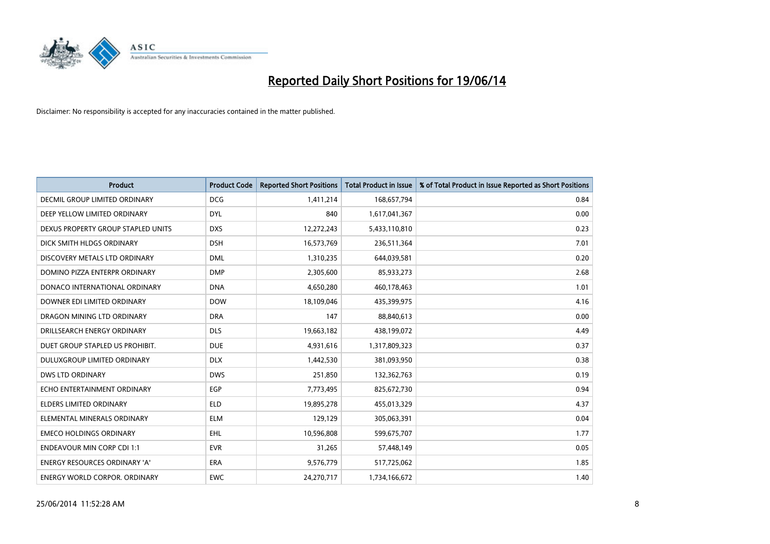# Reported Daily Short Positions for 19/06/14

Disclaimer: No responsibility is accepted for any inaccuracies contained in the matter published.

| Product | Product Code | Reported Short Positions | Total Product in Issue | % of Total Product in Issue Reported as Short Positions |
|---|---|---|---|---|
| DECMIL GROUP LIMITED ORDINARY | DCG | 1,411,214 | 168,657,794 | 0.84 |
| DEEP YELLOW LIMITED ORDINARY | DYL | 840 | 1,617,041,367 | 0.00 |
| DEXUS PROPERTY GROUP STAPLED UNITS | DXS | 12,272,243 | 5,433,110,810 | 0.23 |
| DICK SMITH HLDGS ORDINARY | DSH | 16,573,769 | 236,511,364 | 7.01 |
| DISCOVERY METALS LTD ORDINARY | DML | 1,310,235 | 644,039,581 | 0.20 |
| DOMINO PIZZA ENTERPR ORDINARY | DMP | 2,305,600 | 85,933,273 | 2.68 |
| DONACO INTERNATIONAL ORDINARY | DNA | 4,650,280 | 460,178,463 | 1.01 |
| DOWNER EDI LIMITED ORDINARY | DOW | 18,109,046 | 435,399,975 | 4.16 |
| DRAGON MINING LTD ORDINARY | DRA | 147 | 88,840,613 | 0.00 |
| DRILLSEARCH ENERGY ORDINARY | DLS | 19,663,182 | 438,199,072 | 4.49 |
| DUET GROUP STAPLED US PROHIBIT. | DUE | 4,931,616 | 1,317,809,323 | 0.37 |
| DULUXGROUP LIMITED ORDINARY | DLX | 1,442,530 | 381,093,950 | 0.38 |
| DWS LTD ORDINARY | DWS | 251,850 | 132,362,763 | 0.19 |
| ECHO ENTERTAINMENT ORDINARY | EGP | 7,773,495 | 825,672,730 | 0.94 |
| ELDERS LIMITED ORDINARY | ELD | 19,895,278 | 455,013,329 | 4.37 |
| ELEMENTAL MINERALS ORDINARY | ELM | 129,129 | 305,063,391 | 0.04 |
| EMECO HOLDINGS ORDINARY | EHL | 10,596,808 | 599,675,707 | 1.77 |
| ENDEAVOUR MIN CORP CDI 1:1 | EVR | 31,265 | 57,448,149 | 0.05 |
| ENERGY RESOURCES ORDINARY 'A' | ERA | 9,576,779 | 517,725,062 | 1.85 |
| ENERGY WORLD CORPOR. ORDINARY | EWC | 24,270,717 | 1,734,166,672 | 1.40 |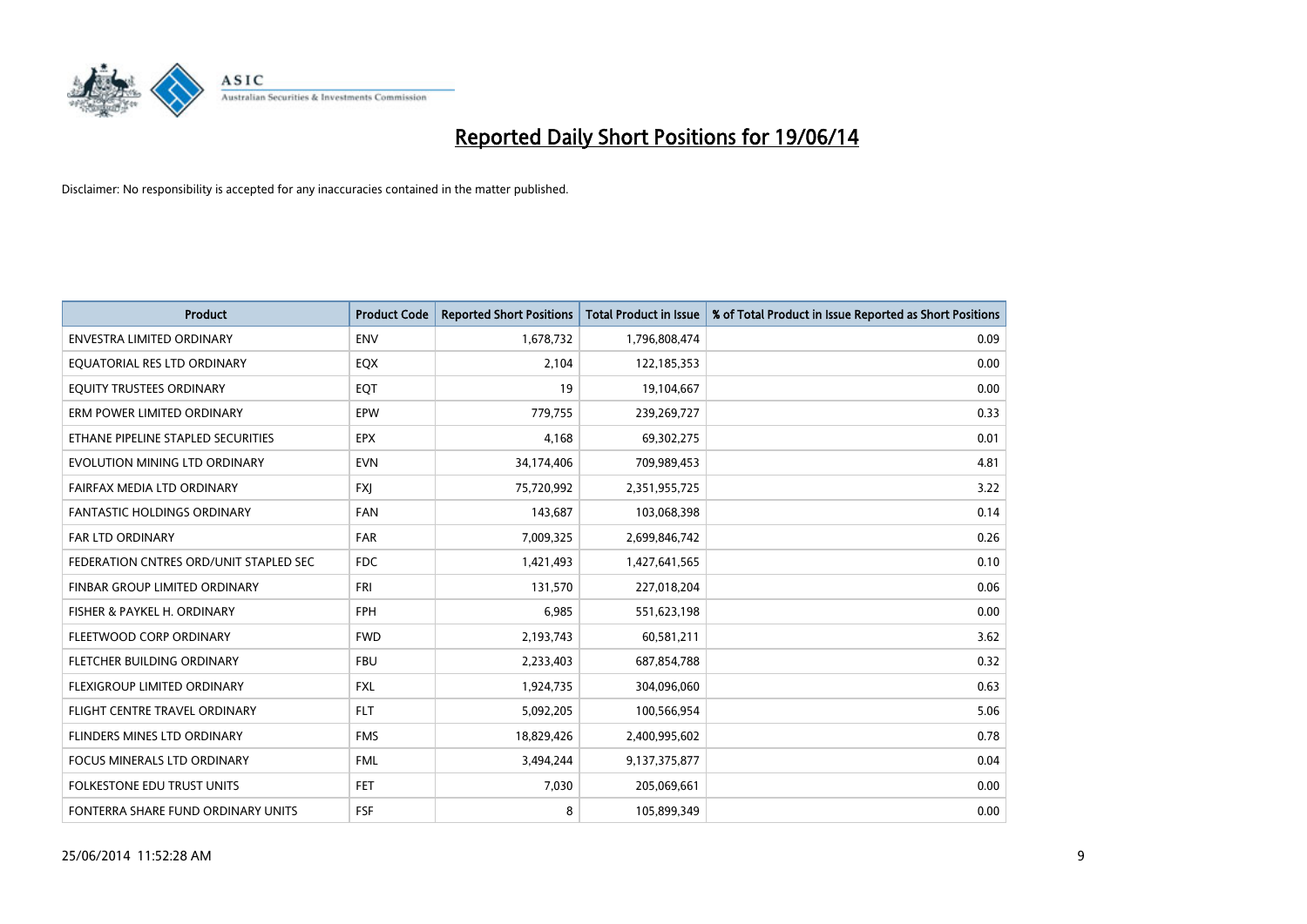# Reported Daily Short Positions for 19/06/14

Disclaimer: No responsibility is accepted for any inaccuracies contained in the matter published.

| Product | Product Code | Reported Short Positions | Total Product in Issue | % of Total Product in Issue Reported as Short Positions |
|---|---|---|---|---|
| ENVESTRA LIMITED ORDINARY | ENV | 1,678,732 | 1,796,808,474 | 0.09 |
| EQUATORIAL RES LTD ORDINARY | EQX | 2,104 | 122,185,353 | 0.00 |
| EQUITY TRUSTEES ORDINARY | EQT | 19 | 19,104,667 | 0.00 |
| ERM POWER LIMITED ORDINARY | EPW | 779,755 | 239,269,727 | 0.33 |
| ETHANE PIPELINE STAPLED SECURITIES | EPX | 4,168 | 69,302,275 | 0.01 |
| EVOLUTION MINING LTD ORDINARY | EVN | 34,174,406 | 709,989,453 | 4.81 |
| FAIRFAX MEDIA LTD ORDINARY | FXJ | 75,720,992 | 2,351,955,725 | 3.22 |
| FANTASTIC HOLDINGS ORDINARY | FAN | 143,687 | 103,068,398 | 0.14 |
| FAR LTD ORDINARY | FAR | 7,009,325 | 2,699,846,742 | 0.26 |
| FEDERATION CNTRES ORD/UNIT STAPLED SEC | FDC | 1,421,493 | 1,427,641,565 | 0.10 |
| FINBAR GROUP LIMITED ORDINARY | FRI | 131,570 | 227,018,204 | 0.06 |
| FISHER & PAYKEL H. ORDINARY | FPH | 6,985 | 551,623,198 | 0.00 |
| FLEETWOOD CORP ORDINARY | FWD | 2,193,743 | 60,581,211 | 3.62 |
| FLETCHER BUILDING ORDINARY | FBU | 2,233,403 | 687,854,788 | 0.32 |
| FLEXIGROUP LIMITED ORDINARY | FXL | 1,924,735 | 304,096,060 | 0.63 |
| FLIGHT CENTRE TRAVEL ORDINARY | FLT | 5,092,205 | 100,566,954 | 5.06 |
| FLINDERS MINES LTD ORDINARY | FMS | 18,829,426 | 2,400,995,602 | 0.78 |
| FOCUS MINERALS LTD ORDINARY | FML | 3,494,244 | 9,137,375,877 | 0.04 |
| FOLKESTONE EDU TRUST UNITS | FET | 7,030 | 205,069,661 | 0.00 |
| FONTERRA SHARE FUND ORDINARY UNITS | FSF | 8 | 105,899,349 | 0.00 |

25/06/2014 11:52:28 AM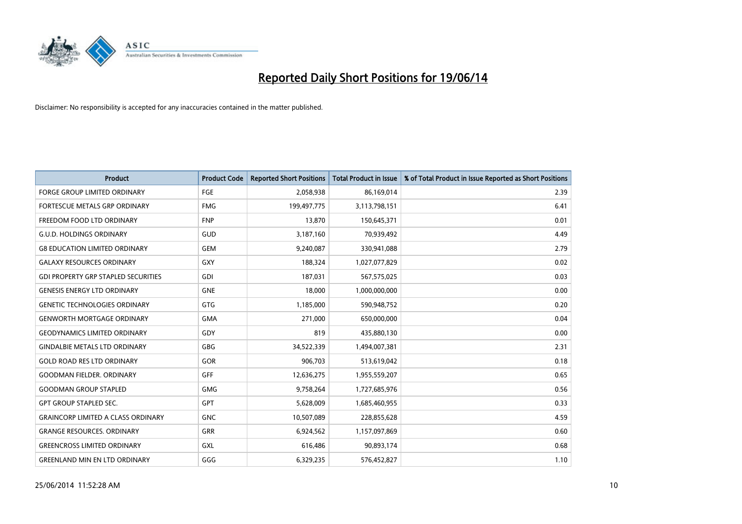# Reported Daily Short Positions for 19/06/14

Disclaimer: No responsibility is accepted for any inaccuracies contained in the matter published.

| Product | Product Code | Reported Short Positions | Total Product in Issue | % of Total Product in Issue Reported as Short Positions |
| --- | --- | --- | --- | --- |
| FORGE GROUP LIMITED ORDINARY | FGE | 2,058,938 | 86,169,014 | 2.39 |
| FORTESCUE METALS GRP ORDINARY | FMG | 199,497,775 | 3,113,798,151 | 6.41 |
| FREEDOM FOOD LTD ORDINARY | FNP | 13,870 | 150,645,371 | 0.01 |
| G.U.D. HOLDINGS ORDINARY | GUD | 3,187,160 | 70,939,492 | 4.49 |
| G8 EDUCATION LIMITED ORDINARY | GEM | 9,240,087 | 330,941,088 | 2.79 |
| GALAXY RESOURCES ORDINARY | GXY | 188,324 | 1,027,077,829 | 0.02 |
| GDI PROPERTY GRP STAPLED SECURITIES | GDI | 187,031 | 567,575,025 | 0.03 |
| GENESIS ENERGY LTD ORDINARY | GNE | 18,000 | 1,000,000,000 | 0.00 |
| GENETIC TECHNOLOGIES ORDINARY | GTG | 1,185,000 | 590,948,752 | 0.20 |
| GENWORTH MORTGAGE ORDINARY | GMA | 271,000 | 650,000,000 | 0.04 |
| GEODYNAMICS LIMITED ORDINARY | GDY | 819 | 435,880,130 | 0.00 |
| GINDALBIE METALS LTD ORDINARY | GBG | 34,522,339 | 1,494,007,381 | 2.31 |
| GOLD ROAD RES LTD ORDINARY | GOR | 906,703 | 513,619,042 | 0.18 |
| GOODMAN FIELDER. ORDINARY | GFF | 12,636,275 | 1,955,559,207 | 0.65 |
| GOODMAN GROUP STAPLED | GMG | 9,758,264 | 1,727,685,976 | 0.56 |
| GPT GROUP STAPLED SEC. | GPT | 5,628,009 | 1,685,460,955 | 0.33 |
| GRAINCORP LIMITED A CLASS ORDINARY | GNC | 10,507,089 | 228,855,628 | 4.59 |
| GRANGE RESOURCES. ORDINARY | GRR | 6,924,562 | 1,157,097,869 | 0.60 |
| GREENCROSS LIMITED ORDINARY | GXL | 616,486 | 90,893,174 | 0.68 |
| GREENLAND MIN EN LTD ORDINARY | GGG | 6,329,235 | 576,452,827 | 1.10 |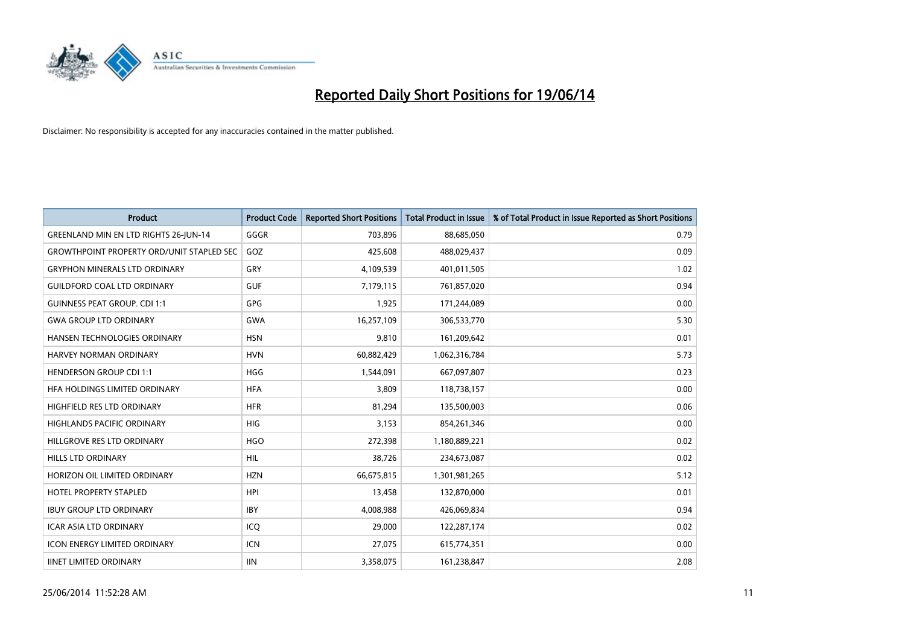# Reported Daily Short Positions for 19/06/14

Disclaimer: No responsibility is accepted for any inaccuracies contained in the matter published.

| Product | Product Code | Reported Short Positions | Total Product in Issue | % of Total Product in Issue Reported as Short Positions |
|---|---|---|---|---|
| GREENLAND MIN EN LTD RIGHTS 26-JUN-14 | GGGR | 703,896 | 88,685,050 | 0.79 |
| GROWTHPOINT PROPERTY ORD/UNIT STAPLED SEC | GOZ | 425,608 | 488,029,437 | 0.09 |
| GRYPHON MINERALS LTD ORDINARY | GRY | 4,109,539 | 401,011,505 | 1.02 |
| GUILDFORD COAL LTD ORDINARY | GUF | 7,179,115 | 761,857,020 | 0.94 |
| GUINNESS PEAT GROUP. CDI 1:1 | GPG | 1,925 | 171,244,089 | 0.00 |
| GWA GROUP LTD ORDINARY | GWA | 16,257,109 | 306,533,770 | 5.30 |
| HANSEN TECHNOLOGIES ORDINARY | HSN | 9,810 | 161,209,642 | 0.01 |
| HARVEY NORMAN ORDINARY | HVN | 60,882,429 | 1,062,316,784 | 5.73 |
| HENDERSON GROUP CDI 1:1 | HGG | 1,544,091 | 667,097,807 | 0.23 |
| HFA HOLDINGS LIMITED ORDINARY | HFA | 3,809 | 118,738,157 | 0.00 |
| HIGHFIELD RES LTD ORDINARY | HFR | 81,294 | 135,500,003 | 0.06 |
| HIGHLANDS PACIFIC ORDINARY | HIG | 3,153 | 854,261,346 | 0.00 |
| HILLGROVE RES LTD ORDINARY | HGO | 272,398 | 1,180,889,221 | 0.02 |
| HILLS LTD ORDINARY | HIL | 38,726 | 234,673,087 | 0.02 |
| HORIZON OIL LIMITED ORDINARY | HZN | 66,675,815 | 1,301,981,265 | 5.12 |
| HOTEL PROPERTY STAPLED | HPI | 13,458 | 132,870,000 | 0.01 |
| IBUY GROUP LTD ORDINARY | IBY | 4,008,988 | 426,069,834 | 0.94 |
| ICAR ASIA LTD ORDINARY | ICQ | 29,000 | 122,287,174 | 0.02 |
| ICON ENERGY LIMITED ORDINARY | ICN | 27,075 | 615,774,351 | 0.00 |
| IINET LIMITED ORDINARY | IIN | 3,358,075 | 161,238,847 | 2.08 |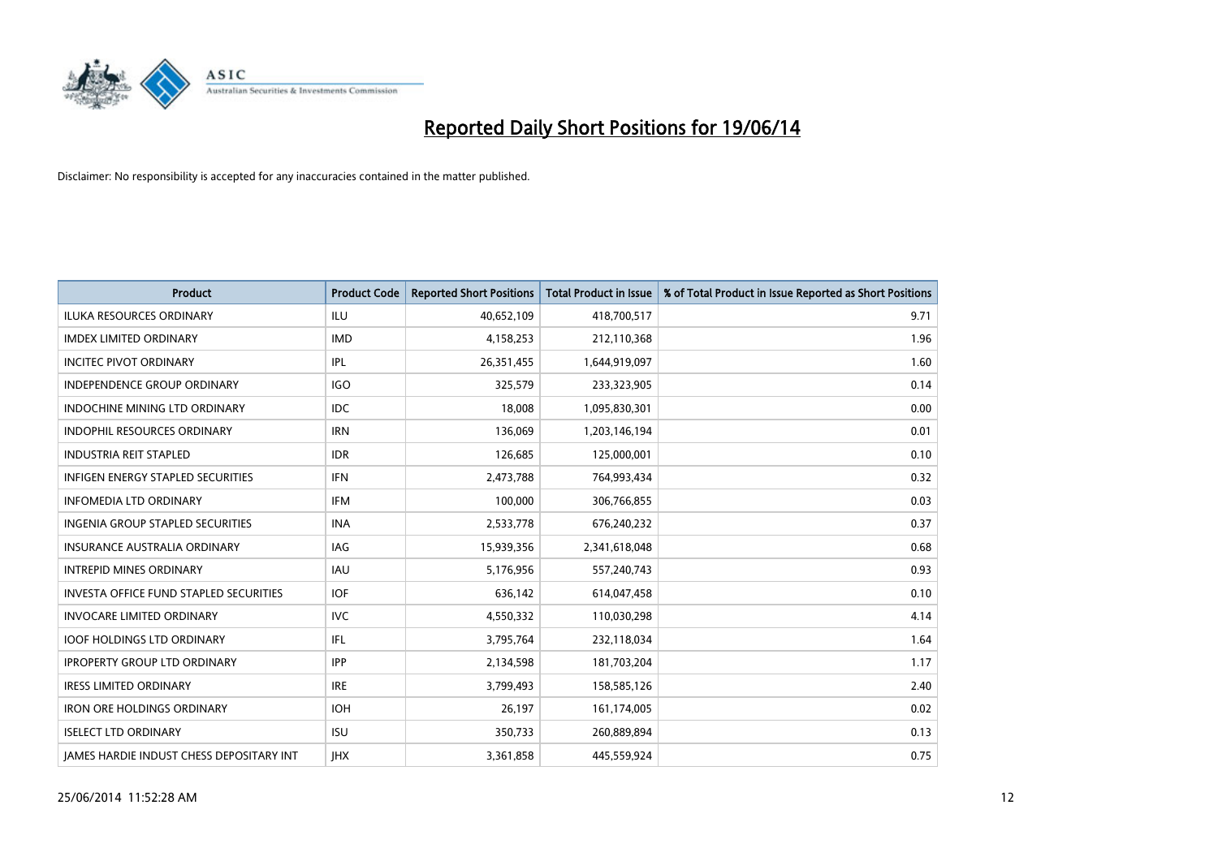# Reported Daily Short Positions for 19/06/14

Disclaimer: No responsibility is accepted for any inaccuracies contained in the matter published.

| Product | Product Code | Reported Short Positions | Total Product in Issue | % of Total Product in Issue Reported as Short Positions |
|---|---|---|---|---|
| ILUKA RESOURCES ORDINARY | ILU | 40,652,109 | 418,700,517 | 9.71 |
| IMDEX LIMITED ORDINARY | IMD | 4,158,253 | 212,110,368 | 1.96 |
| INCITEC PIVOT ORDINARY | IPL | 26,351,455 | 1,644,919,097 | 1.60 |
| INDEPENDENCE GROUP ORDINARY | IGO | 325,579 | 233,323,905 | 0.14 |
| INDOCHINE MINING LTD ORDINARY | IDC | 18,008 | 1,095,830,301 | 0.00 |
| INDOPHIL RESOURCES ORDINARY | IRN | 136,069 | 1,203,146,194 | 0.01 |
| INDUSTRIA REIT STAPLED | IDR | 126,685 | 125,000,001 | 0.10 |
| INFIGEN ENERGY STAPLED SECURITIES | IFN | 2,473,788 | 764,993,434 | 0.32 |
| INFOMEDIA LTD ORDINARY | IFM | 100,000 | 306,766,855 | 0.03 |
| INGENIA GROUP STAPLED SECURITIES | INA | 2,533,778 | 676,240,232 | 0.37 |
| INSURANCE AUSTRALIA ORDINARY | IAG | 15,939,356 | 2,341,618,048 | 0.68 |
| INTREPID MINES ORDINARY | IAU | 5,176,956 | 557,240,743 | 0.93 |
| INVESTA OFFICE FUND STAPLED SECURITIES | IOF | 636,142 | 614,047,458 | 0.10 |
| INVOCARE LIMITED ORDINARY | IVC | 4,550,332 | 110,030,298 | 4.14 |
| IOOF HOLDINGS LTD ORDINARY | IFL | 3,795,764 | 232,118,034 | 1.64 |
| IPROPERTY GROUP LTD ORDINARY | IPP | 2,134,598 | 181,703,204 | 1.17 |
| IRESS LIMITED ORDINARY | IRE | 3,799,493 | 158,585,126 | 2.40 |
| IRON ORE HOLDINGS ORDINARY | IOH | 26,197 | 161,174,005 | 0.02 |
| ISELECT LTD ORDINARY | ISU | 350,733 | 260,889,894 | 0.13 |
| JAMES HARDIE INDUST CHESS DEPOSITARY INT | JHX | 3,361,858 | 445,559,924 | 0.75 |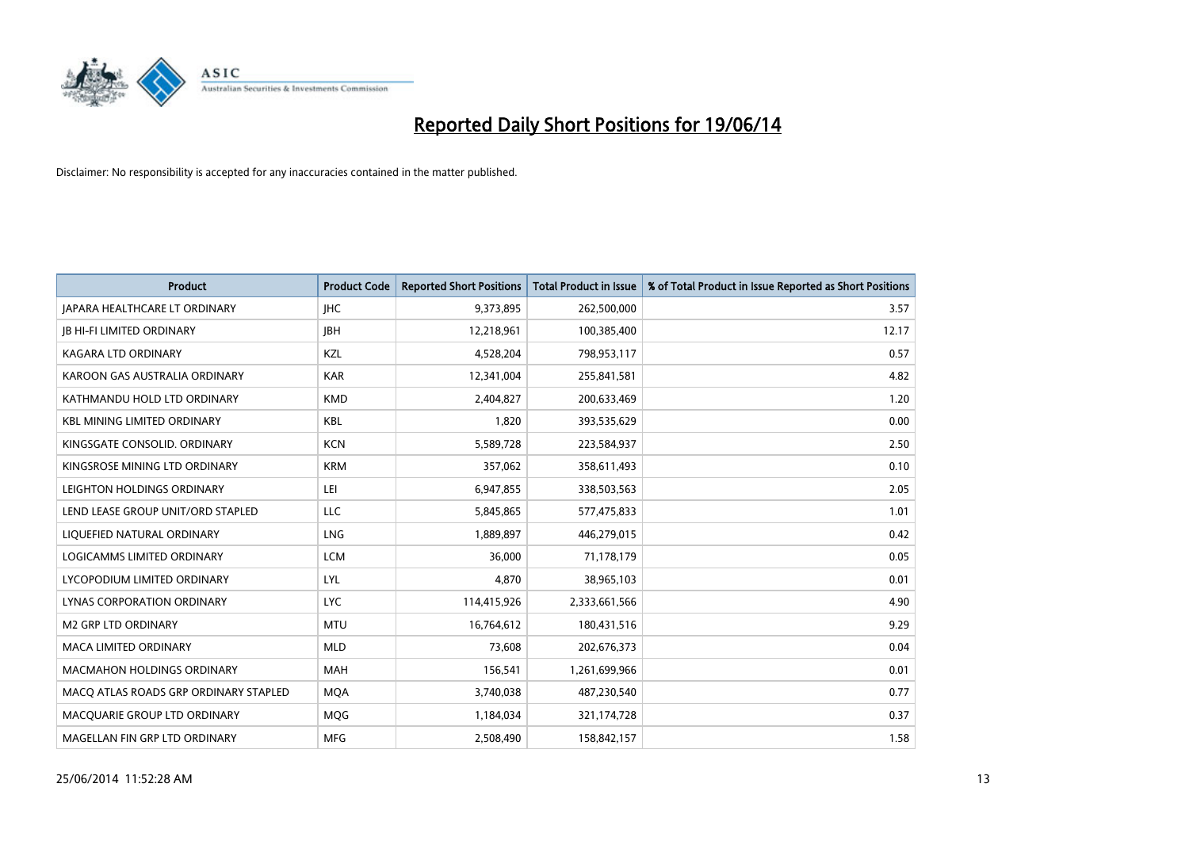# Reported Daily Short Positions for 19/06/14

Disclaimer: No responsibility is accepted for any inaccuracies contained in the matter published.

| Product | Product Code | Reported Short Positions | Total Product in Issue | % of Total Product in Issue Reported as Short Positions |
|---|---|---|---|---|
| JAPARA HEALTHCARE LT ORDINARY | JHC | 9,373,895 | 262,500,000 | 3.57 |
| JB HI-FI LIMITED ORDINARY | JBH | 12,218,961 | 100,385,400 | 12.17 |
| KAGARA LTD ORDINARY | KZL | 4,528,204 | 798,953,117 | 0.57 |
| KAROON GAS AUSTRALIA ORDINARY | KAR | 12,341,004 | 255,841,581 | 4.82 |
| KATHMANDU HOLD LTD ORDINARY | KMD | 2,404,827 | 200,633,469 | 1.20 |
| KBL MINING LIMITED ORDINARY | KBL | 1,820 | 393,535,629 | 0.00 |
| KINGSGATE CONSOLID. ORDINARY | KCN | 5,589,728 | 223,584,937 | 2.50 |
| KINGSROSE MINING LTD ORDINARY | KRM | 357,062 | 358,611,493 | 0.10 |
| LEIGHTON HOLDINGS ORDINARY | LEI | 6,947,855 | 338,503,563 | 2.05 |
| LEND LEASE GROUP UNIT/ORD STAPLED | LLC | 5,845,865 | 577,475,833 | 1.01 |
| LIQUEFIED NATURAL ORDINARY | LNG | 1,889,897 | 446,279,015 | 0.42 |
| LOGICAMMS LIMITED ORDINARY | LCM | 36,000 | 71,178,179 | 0.05 |
| LYCOPODIUM LIMITED ORDINARY | LYL | 4,870 | 38,965,103 | 0.01 |
| LYNAS CORPORATION ORDINARY | LYC | 114,415,926 | 2,333,661,566 | 4.90 |
| M2 GRP LTD ORDINARY | MTU | 16,764,612 | 180,431,516 | 9.29 |
| MACA LIMITED ORDINARY | MLD | 73,608 | 202,676,373 | 0.04 |
| MACMAHON HOLDINGS ORDINARY | MAH | 156,541 | 1,261,699,966 | 0.01 |
| MACQ ATLAS ROADS GRP ORDINARY STAPLED | MQA | 3,740,038 | 487,230,540 | 0.77 |
| MACQUARIE GROUP LTD ORDINARY | MQG | 1,184,034 | 321,174,728 | 0.37 |
| MAGELLAN FIN GRP LTD ORDINARY | MFG | 2,508,490 | 158,842,157 | 1.58 |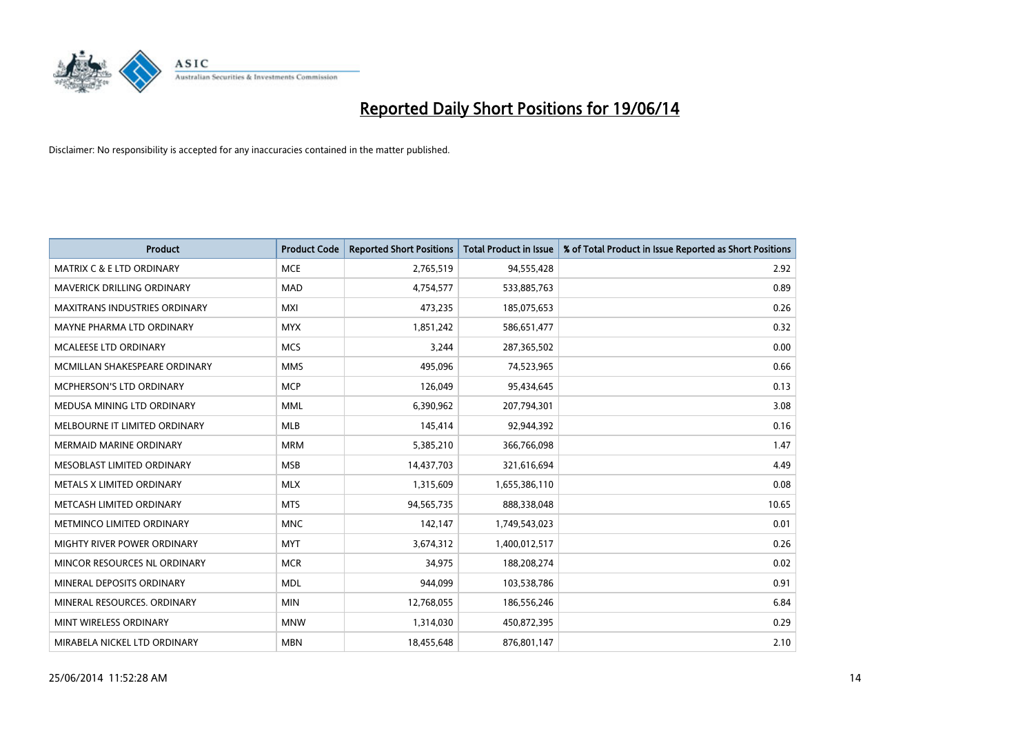# Reported Daily Short Positions for 19/06/14

Disclaimer: No responsibility is accepted for any inaccuracies contained in the matter published.

| Product | Product Code | Reported Short Positions | Total Product in Issue | % of Total Product in Issue Reported as Short Positions |
|---|---|---|---|---|
| MATRIX C & E LTD ORDINARY | MCE | 2,765,519 | 94,555,428 | 2.92 |
| MAVERICK DRILLING ORDINARY | MAD | 4,754,577 | 533,885,763 | 0.89 |
| MAXITRANS INDUSTRIES ORDINARY | MXI | 473,235 | 185,075,653 | 0.26 |
| MAYNE PHARMA LTD ORDINARY | MYX | 1,851,242 | 586,651,477 | 0.32 |
| MCALEESE LTD ORDINARY | MCS | 3,244 | 287,365,502 | 0.00 |
| MCMILLAN SHAKESPEARE ORDINARY | MMS | 495,096 | 74,523,965 | 0.66 |
| MCPHERSON'S LTD ORDINARY | MCP | 126,049 | 95,434,645 | 0.13 |
| MEDUSA MINING LTD ORDINARY | MML | 6,390,962 | 207,794,301 | 3.08 |
| MELBOURNE IT LIMITED ORDINARY | MLB | 145,414 | 92,944,392 | 0.16 |
| MERMAID MARINE ORDINARY | MRM | 5,385,210 | 366,766,098 | 1.47 |
| MESOBLAST LIMITED ORDINARY | MSB | 14,437,703 | 321,616,694 | 4.49 |
| METALS X LIMITED ORDINARY | MLX | 1,315,609 | 1,655,386,110 | 0.08 |
| METCASH LIMITED ORDINARY | MTS | 94,565,735 | 888,338,048 | 10.65 |
| METMINCO LIMITED ORDINARY | MNC | 142,147 | 1,749,543,023 | 0.01 |
| MIGHTY RIVER POWER ORDINARY | MYT | 3,674,312 | 1,400,012,517 | 0.26 |
| MINCOR RESOURCES NL ORDINARY | MCR | 34,975 | 188,208,274 | 0.02 |
| MINERAL DEPOSITS ORDINARY | MDL | 944,099 | 103,538,786 | 0.91 |
| MINERAL RESOURCES. ORDINARY | MIN | 12,768,055 | 186,556,246 | 6.84 |
| MINT WIRELESS ORDINARY | MNW | 1,314,030 | 450,872,395 | 0.29 |
| MIRABELA NICKEL LTD ORDINARY | MBN | 18,455,648 | 876,801,147 | 2.10 |

25/06/2014 11:52:28 AM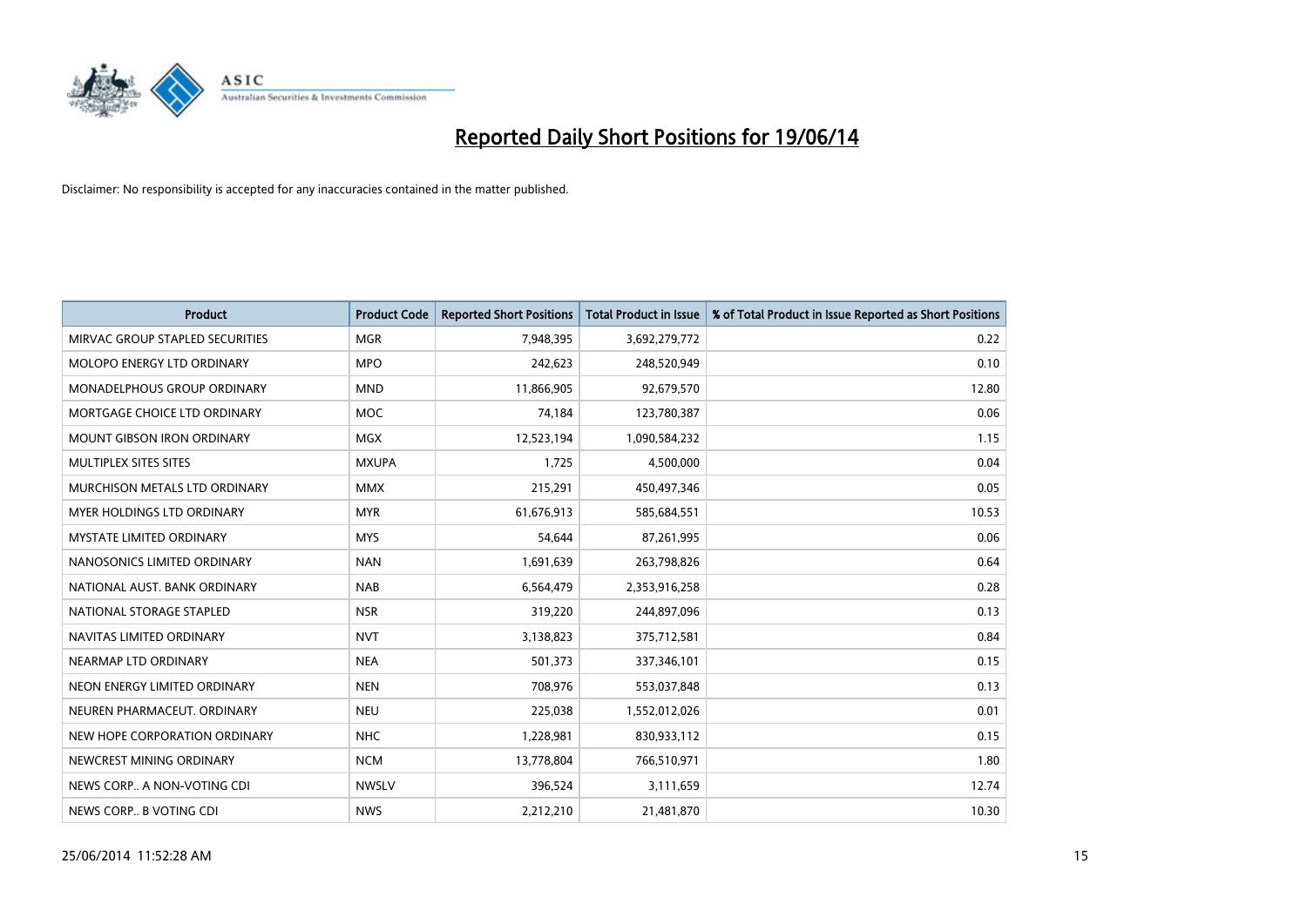# Reported Daily Short Positions for 19/06/14

Disclaimer: No responsibility is accepted for any inaccuracies contained in the matter published.

| Product | Product Code | Reported Short Positions | Total Product in Issue | % of Total Product in Issue Reported as Short Positions |
|---|---|---|---|---|
| MIRVAC GROUP STAPLED SECURITIES | MGR | 7,948,395 | 3,692,279,772 | 0.22 |
| MOLOPO ENERGY LTD ORDINARY | MPO | 242,623 | 248,520,949 | 0.10 |
| MONADELPHOUS GROUP ORDINARY | MND | 11,866,905 | 92,679,570 | 12.80 |
| MORTGAGE CHOICE LTD ORDINARY | MOC | 74,184 | 123,780,387 | 0.06 |
| MOUNT GIBSON IRON ORDINARY | MGX | 12,523,194 | 1,090,584,232 | 1.15 |
| MULTIPLEX SITES SITES | MXUPA | 1,725 | 4,500,000 | 0.04 |
| MURCHISON METALS LTD ORDINARY | MMX | 215,291 | 450,497,346 | 0.05 |
| MYER HOLDINGS LTD ORDINARY | MYR | 61,676,913 | 585,684,551 | 10.53 |
| MYSTATE LIMITED ORDINARY | MYS | 54,644 | 87,261,995 | 0.06 |
| NANOSONICS LIMITED ORDINARY | NAN | 1,691,639 | 263,798,826 | 0.64 |
| NATIONAL AUST. BANK ORDINARY | NAB | 6,564,479 | 2,353,916,258 | 0.28 |
| NATIONAL STORAGE STAPLED | NSR | 319,220 | 244,897,096 | 0.13 |
| NAVITAS LIMITED ORDINARY | NVT | 3,138,823 | 375,712,581 | 0.84 |
| NEARMAP LTD ORDINARY | NEA | 501,373 | 337,346,101 | 0.15 |
| NEON ENERGY LIMITED ORDINARY | NEN | 708,976 | 553,037,848 | 0.13 |
| NEUREN PHARMACEUT. ORDINARY | NEU | 225,038 | 1,552,012,026 | 0.01 |
| NEW HOPE CORPORATION ORDINARY | NHC | 1,228,981 | 830,933,112 | 0.15 |
| NEWCREST MINING ORDINARY | NCM | 13,778,804 | 766,510,971 | 1.80 |
| NEWS CORP.. A NON-VOTING CDI | NWSLV | 396,524 | 3,111,659 | 12.74 |
| NEWS CORP.. B VOTING CDI | NWS | 2,212,210 | 21,481,870 | 10.30 |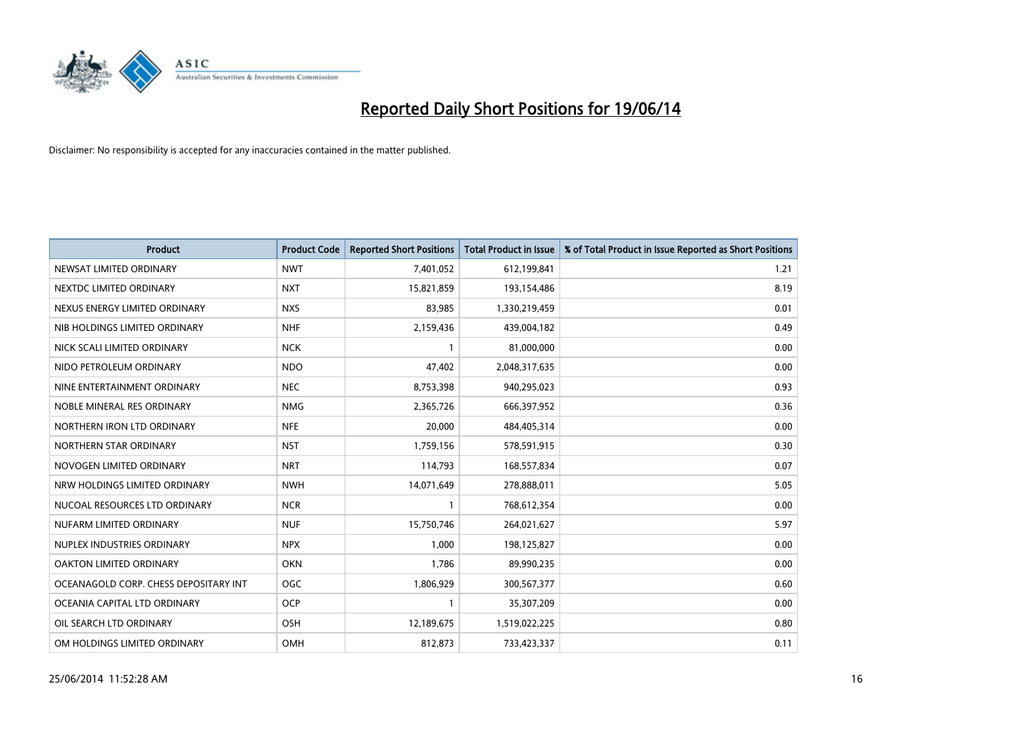# Reported Daily Short Positions for 19/06/14

Disclaimer: No responsibility is accepted for any inaccuracies contained in the matter published.

| Product | Product Code | Reported Short Positions | Total Product in Issue | % of Total Product in Issue Reported as Short Positions |
|---|---|---|---|---|
| NEWSAT LIMITED ORDINARY | NWT | 7,401,052 | 612,199,841 | 1.21 |
| NEXTDC LIMITED ORDINARY | NXT | 15,821,859 | 193,154,486 | 8.19 |
| NEXUS ENERGY LIMITED ORDINARY | NXS | 83,985 | 1,330,219,459 | 0.01 |
| NIB HOLDINGS LIMITED ORDINARY | NHF | 2,159,436 | 439,004,182 | 0.49 |
| NICK SCALI LIMITED ORDINARY | NCK | 1 | 81,000,000 | 0.00 |
| NIDO PETROLEUM ORDINARY | NDO | 47,402 | 2,048,317,635 | 0.00 |
| NINE ENTERTAINMENT ORDINARY | NEC | 8,753,398 | 940,295,023 | 0.93 |
| NOBLE MINERAL RES ORDINARY | NMG | 2,365,726 | 666,397,952 | 0.36 |
| NORTHERN IRON LTD ORDINARY | NFE | 20,000 | 484,405,314 | 0.00 |
| NORTHERN STAR ORDINARY | NST | 1,759,156 | 578,591,915 | 0.30 |
| NOVOGEN LIMITED ORDINARY | NRT | 114,793 | 168,557,834 | 0.07 |
| NRW HOLDINGS LIMITED ORDINARY | NWH | 14,071,649 | 278,888,011 | 5.05 |
| NUCOAL RESOURCES LTD ORDINARY | NCR | 1 | 768,612,354 | 0.00 |
| NUFARM LIMITED ORDINARY | NUF | 15,750,746 | 264,021,627 | 5.97 |
| NUPLEX INDUSTRIES ORDINARY | NPX | 1,000 | 198,125,827 | 0.00 |
| OAKTON LIMITED ORDINARY | OKN | 1,786 | 89,990,235 | 0.00 |
| OCEANAGOLD CORP. CHESS DEPOSITARY INT | OGC | 1,806,929 | 300,567,377 | 0.60 |
| OCEANIA CAPITAL LTD ORDINARY | OCP | 1 | 35,307,209 | 0.00 |
| OIL SEARCH LTD ORDINARY | OSH | 12,189,675 | 1,519,022,225 | 0.80 |
| OM HOLDINGS LIMITED ORDINARY | OMH | 812,873 | 733,423,337 | 0.11 |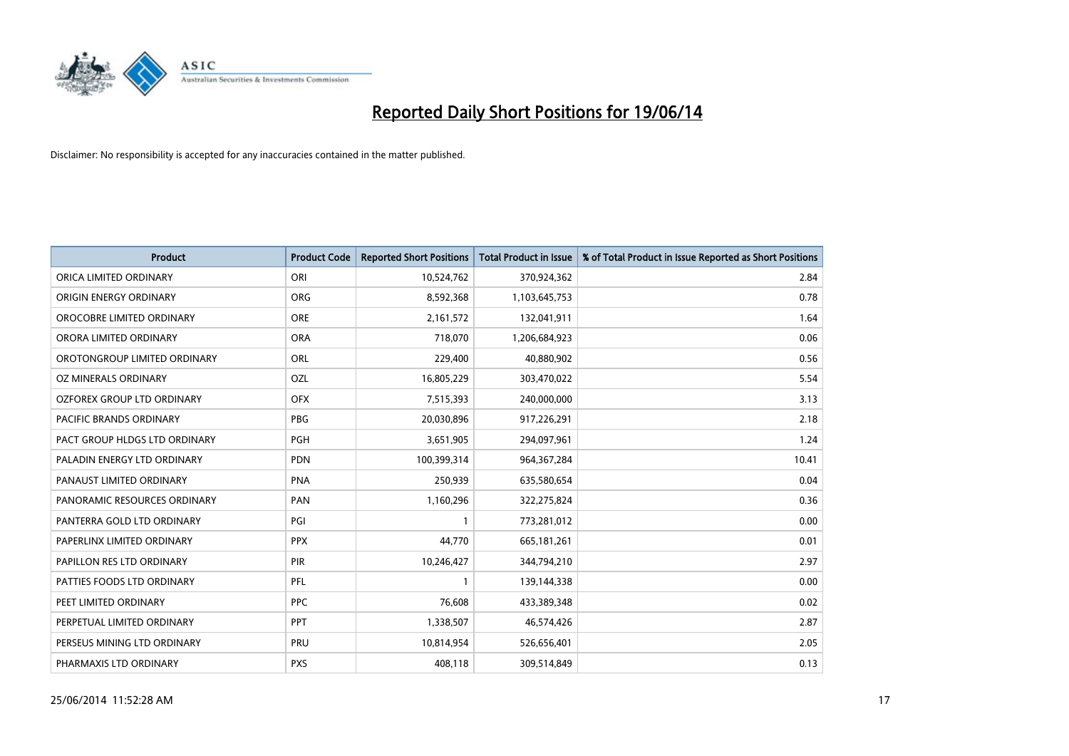# Reported Daily Short Positions for 19/06/14

Disclaimer: No responsibility is accepted for any inaccuracies contained in the matter published.

| Product | Product Code | Reported Short Positions | Total Product in Issue | % of Total Product in Issue Reported as Short Positions |
|---|---|---|---|---|
| ORICA LIMITED ORDINARY | ORI | 10,524,762 | 370,924,362 | 2.84 |
| ORIGIN ENERGY ORDINARY | ORG | 8,592,368 | 1,103,645,753 | 0.78 |
| OROCOBRE LIMITED ORDINARY | ORE | 2,161,572 | 132,041,911 | 1.64 |
| ORORA LIMITED ORDINARY | ORA | 718,070 | 1,206,684,923 | 0.06 |
| OROTONGROUP LIMITED ORDINARY | ORL | 229,400 | 40,880,902 | 0.56 |
| OZ MINERALS ORDINARY | OZL | 16,805,229 | 303,470,022 | 5.54 |
| OZFOREX GROUP LTD ORDINARY | OFX | 7,515,393 | 240,000,000 | 3.13 |
| PACIFIC BRANDS ORDINARY | PBG | 20,030,896 | 917,226,291 | 2.18 |
| PACT GROUP HLDGS LTD ORDINARY | PGH | 3,651,905 | 294,097,961 | 1.24 |
| PALADIN ENERGY LTD ORDINARY | PDN | 100,399,314 | 964,367,284 | 10.41 |
| PANAUST LIMITED ORDINARY | PNA | 250,939 | 635,580,654 | 0.04 |
| PANORAMIC RESOURCES ORDINARY | PAN | 1,160,296 | 322,275,824 | 0.36 |
| PANTERRA GOLD LTD ORDINARY | PGI | 1 | 773,281,012 | 0.00 |
| PAPERLINX LIMITED ORDINARY | PPX | 44,770 | 665,181,261 | 0.01 |
| PAPILLON RES LTD ORDINARY | PIR | 10,246,427 | 344,794,210 | 2.97 |
| PATTIES FOODS LTD ORDINARY | PFL | 1 | 139,144,338 | 0.00 |
| PEET LIMITED ORDINARY | PPC | 76,608 | 433,389,348 | 0.02 |
| PERPETUAL LIMITED ORDINARY | PPT | 1,338,507 | 46,574,426 | 2.87 |
| PERSEUS MINING LTD ORDINARY | PRU | 10,814,954 | 526,656,401 | 2.05 |
| PHARMAXIS LTD ORDINARY | PXS | 408,118 | 309,514,849 | 0.13 |

25/06/2014 11:52:28 AM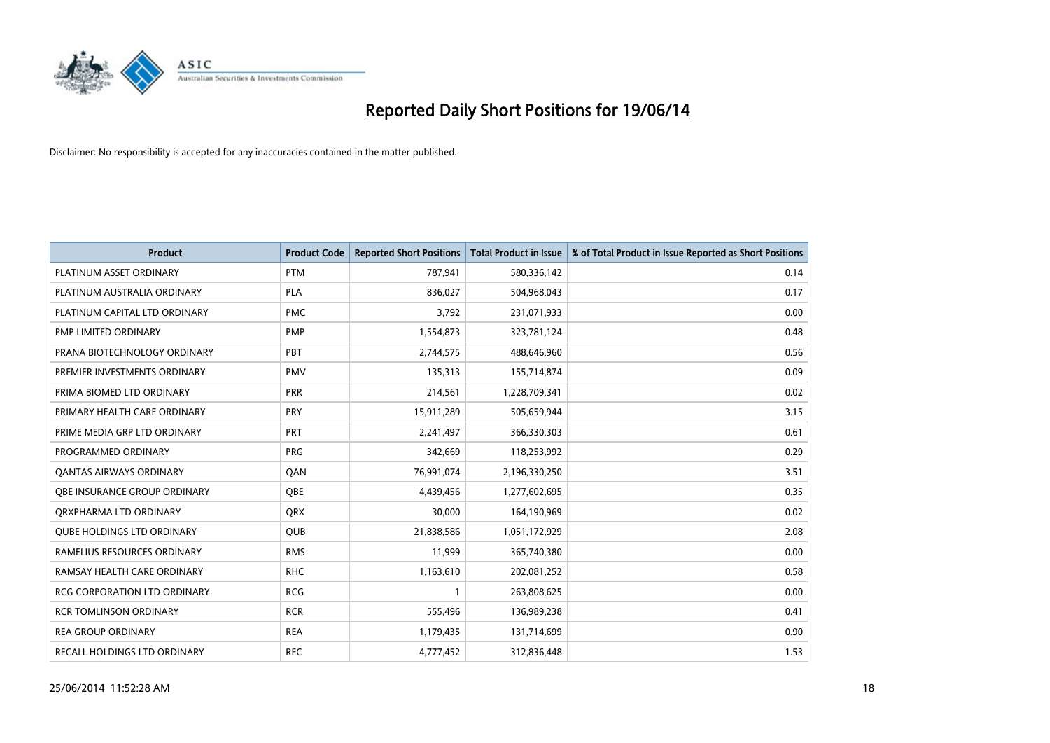# Reported Daily Short Positions for 19/06/14

Disclaimer: No responsibility is accepted for any inaccuracies contained in the matter published.

| Product | Product Code | Reported Short Positions | Total Product in Issue | % of Total Product in Issue Reported as Short Positions |
|---|---|---|---|---|
| PLATINUM ASSET ORDINARY | PTM | 787,941 | 580,336,142 | 0.14 |
| PLATINUM AUSTRALIA ORDINARY | PLA | 836,027 | 504,968,043 | 0.17 |
| PLATINUM CAPITAL LTD ORDINARY | PMC | 3,792 | 231,071,933 | 0.00 |
| PMP LIMITED ORDINARY | PMP | 1,554,873 | 323,781,124 | 0.48 |
| PRANA BIOTECHNOLOGY ORDINARY | PBT | 2,744,575 | 488,646,960 | 0.56 |
| PREMIER INVESTMENTS ORDINARY | PMV | 135,313 | 155,714,874 | 0.09 |
| PRIMA BIOMED LTD ORDINARY | PRR | 214,561 | 1,228,709,341 | 0.02 |
| PRIMARY HEALTH CARE ORDINARY | PRY | 15,911,289 | 505,659,944 | 3.15 |
| PRIME MEDIA GRP LTD ORDINARY | PRT | 2,241,497 | 366,330,303 | 0.61 |
| PROGRAMMED ORDINARY | PRG | 342,669 | 118,253,992 | 0.29 |
| QANTAS AIRWAYS ORDINARY | QAN | 76,991,074 | 2,196,330,250 | 3.51 |
| QBE INSURANCE GROUP ORDINARY | QBE | 4,439,456 | 1,277,602,695 | 0.35 |
| QRXPHARMA LTD ORDINARY | QRX | 30,000 | 164,190,969 | 0.02 |
| QUBE HOLDINGS LTD ORDINARY | QUB | 21,838,586 | 1,051,172,929 | 2.08 |
| RAMELIUS RESOURCES ORDINARY | RMS | 11,999 | 365,740,380 | 0.00 |
| RAMSAY HEALTH CARE ORDINARY | RHC | 1,163,610 | 202,081,252 | 0.58 |
| RCG CORPORATION LTD ORDINARY | RCG | 1 | 263,808,625 | 0.00 |
| RCR TOMLINSON ORDINARY | RCR | 555,496 | 136,989,238 | 0.41 |
| REA GROUP ORDINARY | REA | 1,179,435 | 131,714,699 | 0.90 |
| RECALL HOLDINGS LTD ORDINARY | REC | 4,777,452 | 312,836,448 | 1.53 |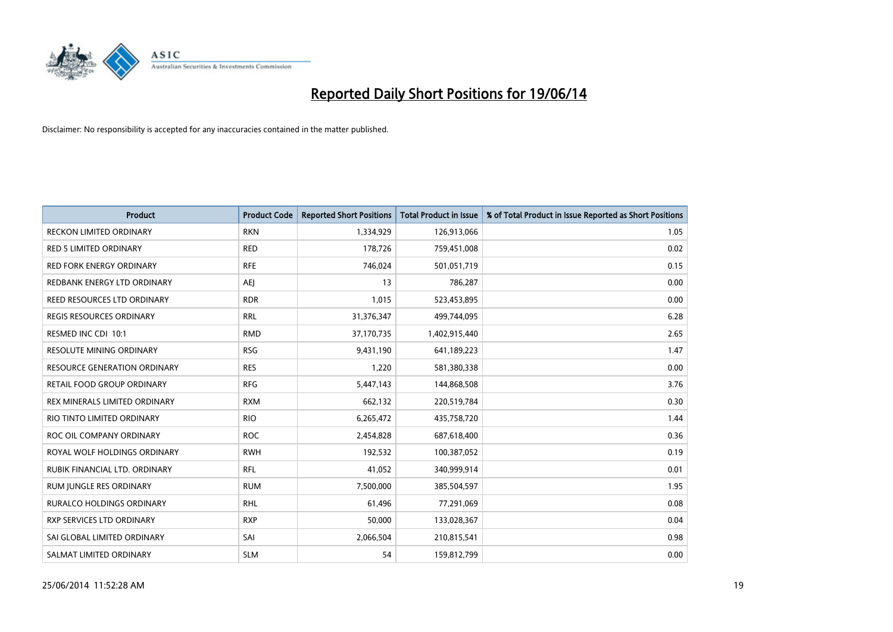# Reported Daily Short Positions for 19/06/14

Disclaimer: No responsibility is accepted for any inaccuracies contained in the matter published.

| Product | Product Code | Reported Short Positions | Total Product in Issue | % of Total Product in Issue Reported as Short Positions |
|---|---|---|---|---|
| RECKON LIMITED ORDINARY | RKN | 1,334,929 | 126,913,066 | 1.05 |
| RED 5 LIMITED ORDINARY | RED | 178,726 | 759,451,008 | 0.02 |
| RED FORK ENERGY ORDINARY | RFE | 746,024 | 501,051,719 | 0.15 |
| REDBANK ENERGY LTD ORDINARY | AEJ | 13 | 786,287 | 0.00 |
| REED RESOURCES LTD ORDINARY | RDR | 1,015 | 523,453,895 | 0.00 |
| REGIS RESOURCES ORDINARY | RRL | 31,376,347 | 499,744,095 | 6.28 |
| RESMED INC CDI 10:1 | RMD | 37,170,735 | 1,402,915,440 | 2.65 |
| RESOLUTE MINING ORDINARY | RSG | 9,431,190 | 641,189,223 | 1.47 |
| RESOURCE GENERATION ORDINARY | RES | 1,220 | 581,380,338 | 0.00 |
| RETAIL FOOD GROUP ORDINARY | RFG | 5,447,143 | 144,868,508 | 3.76 |
| REX MINERALS LIMITED ORDINARY | RXM | 662,132 | 220,519,784 | 0.30 |
| RIO TINTO LIMITED ORDINARY | RIO | 6,265,472 | 435,758,720 | 1.44 |
| ROC OIL COMPANY ORDINARY | ROC | 2,454,828 | 687,618,400 | 0.36 |
| ROYAL WOLF HOLDINGS ORDINARY | RWH | 192,532 | 100,387,052 | 0.19 |
| RUBIK FINANCIAL LTD. ORDINARY | RFL | 41,052 | 340,999,914 | 0.01 |
| RUM JUNGLE RES ORDINARY | RUM | 7,500,000 | 385,504,597 | 1.95 |
| RURALCO HOLDINGS ORDINARY | RHL | 61,496 | 77,291,069 | 0.08 |
| RXP SERVICES LTD ORDINARY | RXP | 50,000 | 133,028,367 | 0.04 |
| SAI GLOBAL LIMITED ORDINARY | SAI | 2,066,504 | 210,815,541 | 0.98 |
| SALMAT LIMITED ORDINARY | SLM | 54 | 159,812,799 | 0.00 |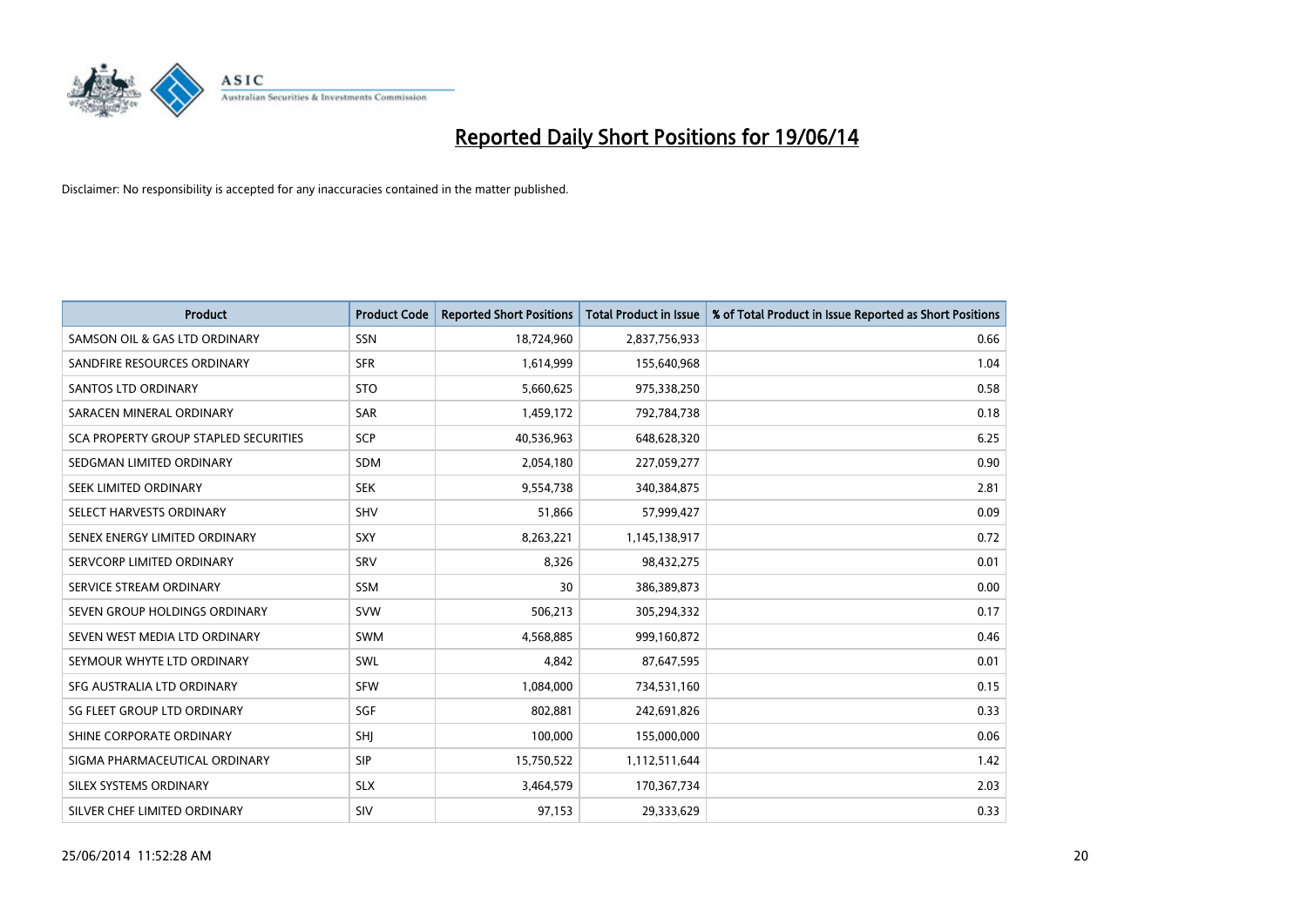# Reported Daily Short Positions for 19/06/14

Disclaimer: No responsibility is accepted for any inaccuracies contained in the matter published.

| Product | Product Code | Reported Short Positions | Total Product in Issue | % of Total Product in Issue Reported as Short Positions |
|---|---|---|---|---|
| SAMSON OIL & GAS LTD ORDINARY | SSN | 18,724,960 | 2,837,756,933 | 0.66 |
| SANDFIRE RESOURCES ORDINARY | SFR | 1,614,999 | 155,640,968 | 1.04 |
| SANTOS LTD ORDINARY | STO | 5,660,625 | 975,338,250 | 0.58 |
| SARACEN MINERAL ORDINARY | SAR | 1,459,172 | 792,784,738 | 0.18 |
| SCA PROPERTY GROUP STAPLED SECURITIES | SCP | 40,536,963 | 648,628,320 | 6.25 |
| SEDGMAN LIMITED ORDINARY | SDM | 2,054,180 | 227,059,277 | 0.90 |
| SEEK LIMITED ORDINARY | SEK | 9,554,738 | 340,384,875 | 2.81 |
| SELECT HARVESTS ORDINARY | SHV | 51,866 | 57,999,427 | 0.09 |
| SENEX ENERGY LIMITED ORDINARY | SXY | 8,263,221 | 1,145,138,917 | 0.72 |
| SERVCORP LIMITED ORDINARY | SRV | 8,326 | 98,432,275 | 0.01 |
| SERVICE STREAM ORDINARY | SSM | 30 | 386,389,873 | 0.00 |
| SEVEN GROUP HOLDINGS ORDINARY | SVW | 506,213 | 305,294,332 | 0.17 |
| SEVEN WEST MEDIA LTD ORDINARY | SWM | 4,568,885 | 999,160,872 | 0.46 |
| SEYMOUR WHYTE LTD ORDINARY | SWL | 4,842 | 87,647,595 | 0.01 |
| SFG AUSTRALIA LTD ORDINARY | SFW | 1,084,000 | 734,531,160 | 0.15 |
| SG FLEET GROUP LTD ORDINARY | SGF | 802,881 | 242,691,826 | 0.33 |
| SHINE CORPORATE ORDINARY | SHJ | 100,000 | 155,000,000 | 0.06 |
| SIGMA PHARMACEUTICAL ORDINARY | SIP | 15,750,522 | 1,112,511,644 | 1.42 |
| SILEX SYSTEMS ORDINARY | SLX | 3,464,579 | 170,367,734 | 2.03 |
| SILVER CHEF LIMITED ORDINARY | SIV | 97,153 | 29,333,629 | 0.33 |

25/06/2014 11:52:28 AM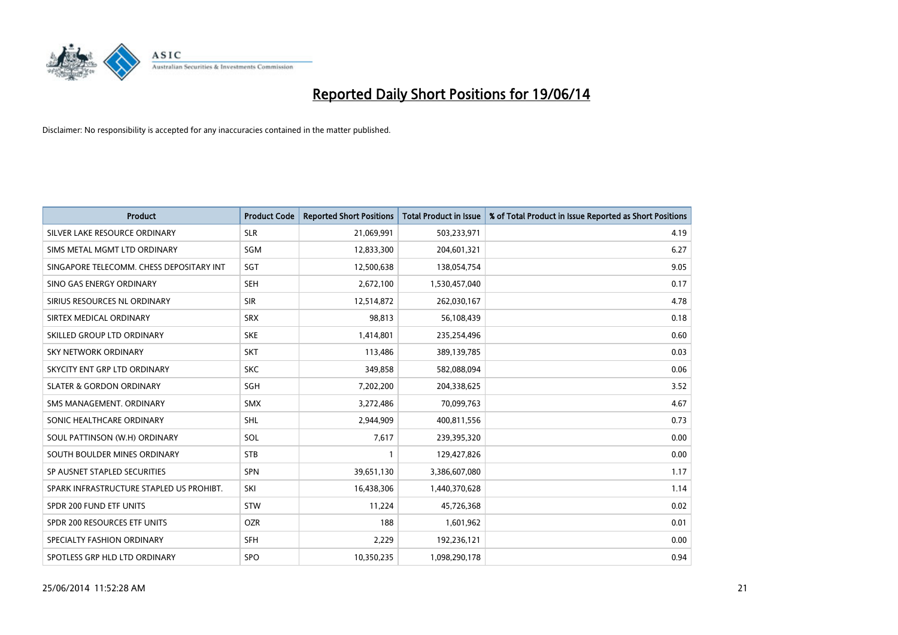# Reported Daily Short Positions for 19/06/14

Disclaimer: No responsibility is accepted for any inaccuracies contained in the matter published.

| Product | Product Code | Reported Short Positions | Total Product in Issue | % of Total Product in Issue Reported as Short Positions |
|---|---|---|---|---|
| SILVER LAKE RESOURCE ORDINARY | SLR | 21,069,991 | 503,233,971 | 4.19 |
| SIMS METAL MGMT LTD ORDINARY | SGM | 12,833,300 | 204,601,321 | 6.27 |
| SINGAPORE TELECOMM. CHESS DEPOSITARY INT | SGT | 12,500,638 | 138,054,754 | 9.05 |
| SINO GAS ENERGY ORDINARY | SEH | 2,672,100 | 1,530,457,040 | 0.17 |
| SIRIUS RESOURCES NL ORDINARY | SIR | 12,514,872 | 262,030,167 | 4.78 |
| SIRTEX MEDICAL ORDINARY | SRX | 98,813 | 56,108,439 | 0.18 |
| SKILLED GROUP LTD ORDINARY | SKE | 1,414,801 | 235,254,496 | 0.60 |
| SKY NETWORK ORDINARY | SKT | 113,486 | 389,139,785 | 0.03 |
| SKYCITY ENT GRP LTD ORDINARY | SKC | 349,858 | 582,088,094 | 0.06 |
| SLATER & GORDON ORDINARY | SGH | 7,202,200 | 204,338,625 | 3.52 |
| SMS MANAGEMENT. ORDINARY | SMX | 3,272,486 | 70,099,763 | 4.67 |
| SONIC HEALTHCARE ORDINARY | SHL | 2,944,909 | 400,811,556 | 0.73 |
| SOUL PATTINSON (W.H) ORDINARY | SOL | 7,617 | 239,395,320 | 0.00 |
| SOUTH BOULDER MINES ORDINARY | STB | 1 | 129,427,826 | 0.00 |
| SP AUSNET STAPLED SECURITIES | SPN | 39,651,130 | 3,386,607,080 | 1.17 |
| SPARK INFRASTRUCTURE STAPLED US PROHIBT. | SKI | 16,438,306 | 1,440,370,628 | 1.14 |
| SPDR 200 FUND ETF UNITS | STW | 11,224 | 45,726,368 | 0.02 |
| SPDR 200 RESOURCES ETF UNITS | OZR | 188 | 1,601,962 | 0.01 |
| SPECIALTY FASHION ORDINARY | SFH | 2,229 | 192,236,121 | 0.00 |
| SPOTLESS GRP HLD LTD ORDINARY | SPO | 10,350,235 | 1,098,290,178 | 0.94 |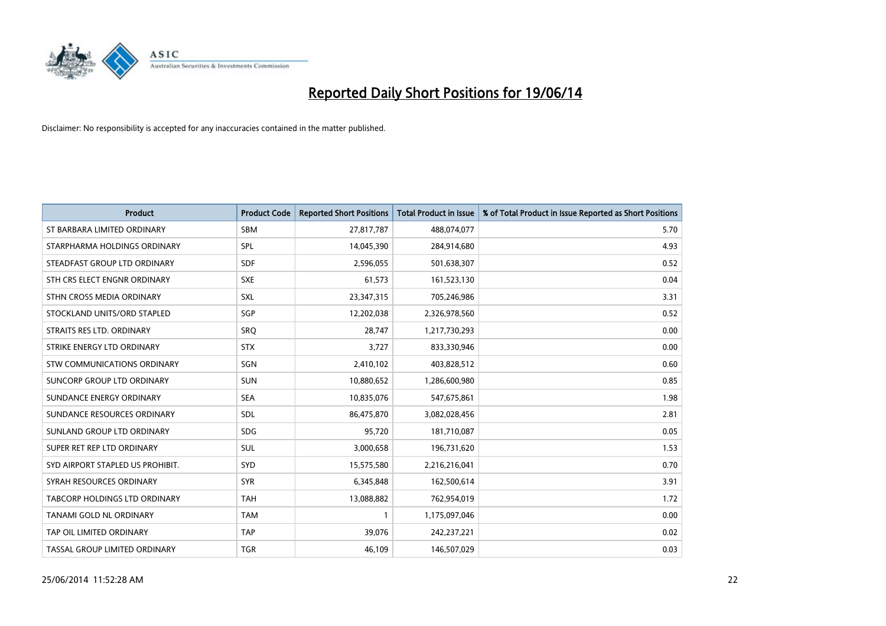# Reported Daily Short Positions for 19/06/14

Disclaimer: No responsibility is accepted for any inaccuracies contained in the matter published.

| Product | Product Code | Reported Short Positions | Total Product in Issue | % of Total Product in Issue Reported as Short Positions |
|---|---|---|---|---|
| ST BARBARA LIMITED ORDINARY | SBM | 27,817,787 | 488,074,077 | 5.70 |
| STARPHARMA HOLDINGS ORDINARY | SPL | 14,045,390 | 284,914,680 | 4.93 |
| STEADFAST GROUP LTD ORDINARY | SDF | 2,596,055 | 501,638,307 | 0.52 |
| STH CRS ELECT ENGNR ORDINARY | SXE | 61,573 | 161,523,130 | 0.04 |
| STHN CROSS MEDIA ORDINARY | SXL | 23,347,315 | 705,246,986 | 3.31 |
| STOCKLAND UNITS/ORD STAPLED | SGP | 12,202,038 | 2,326,978,560 | 0.52 |
| STRAITS RES LTD. ORDINARY | SRQ | 28,747 | 1,217,730,293 | 0.00 |
| STRIKE ENERGY LTD ORDINARY | STX | 3,727 | 833,330,946 | 0.00 |
| STW COMMUNICATIONS ORDINARY | SGN | 2,410,102 | 403,828,512 | 0.60 |
| SUNCORP GROUP LTD ORDINARY | SUN | 10,880,652 | 1,286,600,980 | 0.85 |
| SUNDANCE ENERGY ORDINARY | SEA | 10,835,076 | 547,675,861 | 1.98 |
| SUNDANCE RESOURCES ORDINARY | SDL | 86,475,870 | 3,082,028,456 | 2.81 |
| SUNLAND GROUP LTD ORDINARY | SDG | 95,720 | 181,710,087 | 0.05 |
| SUPER RET REP LTD ORDINARY | SUL | 3,000,658 | 196,731,620 | 1.53 |
| SYD AIRPORT STAPLED US PROHIBIT. | SYD | 15,575,580 | 2,216,216,041 | 0.70 |
| SYRAH RESOURCES ORDINARY | SYR | 6,345,848 | 162,500,614 | 3.91 |
| TABCORP HOLDINGS LTD ORDINARY | TAH | 13,088,882 | 762,954,019 | 1.72 |
| TANAMI GOLD NL ORDINARY | TAM | 1 | 1,175,097,046 | 0.00 |
| TAP OIL LIMITED ORDINARY | TAP | 39,076 | 242,237,221 | 0.02 |
| TASSAL GROUP LIMITED ORDINARY | TGR | 46,109 | 146,507,029 | 0.03 |

25/06/2014 11:52:28 AM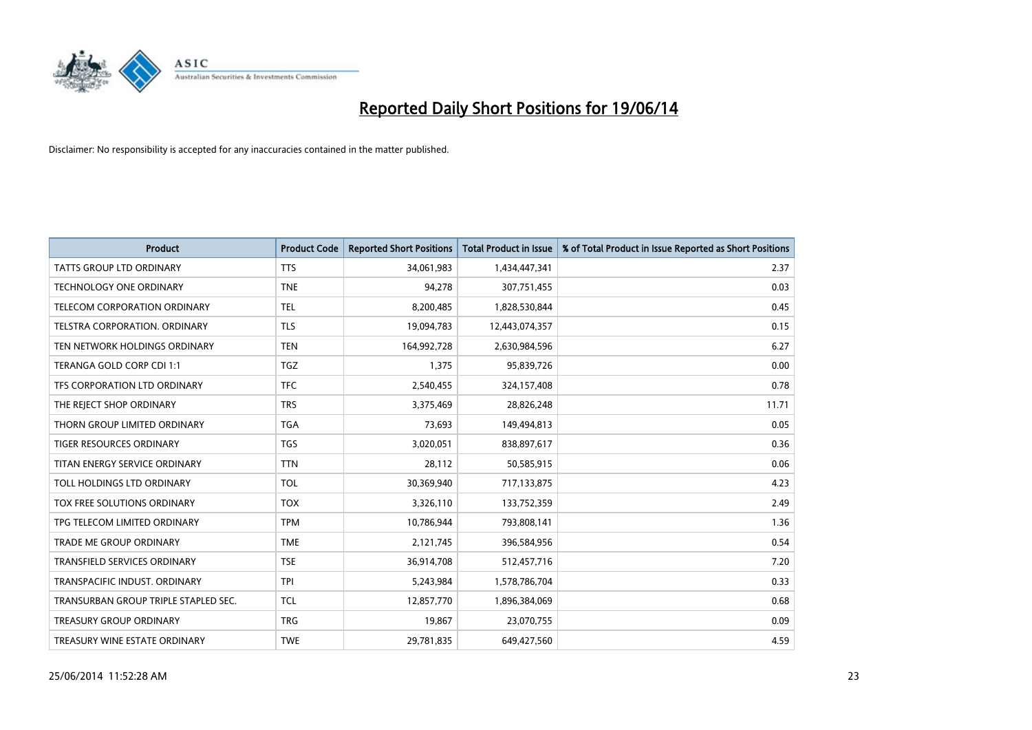# Reported Daily Short Positions for 19/06/14

Disclaimer: No responsibility is accepted for any inaccuracies contained in the matter published.

| Product | Product Code | Reported Short Positions | Total Product in Issue | % of Total Product in Issue Reported as Short Positions |
|---|---|---|---|---|
| TATTS GROUP LTD ORDINARY | TTS | 34,061,983 | 1,434,447,341 | 2.37 |
| TECHNOLOGY ONE ORDINARY | TNE | 94,278 | 307,751,455 | 0.03 |
| TELECOM CORPORATION ORDINARY | TEL | 8,200,485 | 1,828,530,844 | 0.45 |
| TELSTRA CORPORATION. ORDINARY | TLS | 19,094,783 | 12,443,074,357 | 0.15 |
| TEN NETWORK HOLDINGS ORDINARY | TEN | 164,992,728 | 2,630,984,596 | 6.27 |
| TERANGA GOLD CORP CDI 1:1 | TGZ | 1,375 | 95,839,726 | 0.00 |
| TFS CORPORATION LTD ORDINARY | TFC | 2,540,455 | 324,157,408 | 0.78 |
| THE REJECT SHOP ORDINARY | TRS | 3,375,469 | 28,826,248 | 11.71 |
| THORN GROUP LIMITED ORDINARY | TGA | 73,693 | 149,494,813 | 0.05 |
| TIGER RESOURCES ORDINARY | TGS | 3,020,051 | 838,897,617 | 0.36 |
| TITAN ENERGY SERVICE ORDINARY | TTN | 28,112 | 50,585,915 | 0.06 |
| TOLL HOLDINGS LTD ORDINARY | TOL | 30,369,940 | 717,133,875 | 4.23 |
| TOX FREE SOLUTIONS ORDINARY | TOX | 3,326,110 | 133,752,359 | 2.49 |
| TPG TELECOM LIMITED ORDINARY | TPM | 10,786,944 | 793,808,141 | 1.36 |
| TRADE ME GROUP ORDINARY | TME | 2,121,745 | 396,584,956 | 0.54 |
| TRANSFIELD SERVICES ORDINARY | TSE | 36,914,708 | 512,457,716 | 7.20 |
| TRANSPACIFIC INDUST. ORDINARY | TPI | 5,243,984 | 1,578,786,704 | 0.33 |
| TRANSURBAN GROUP TRIPLE STAPLED SEC. | TCL | 12,857,770 | 1,896,384,069 | 0.68 |
| TREASURY GROUP ORDINARY | TRG | 19,867 | 23,070,755 | 0.09 |
| TREASURY WINE ESTATE ORDINARY | TWE | 29,781,835 | 649,427,560 | 4.59 |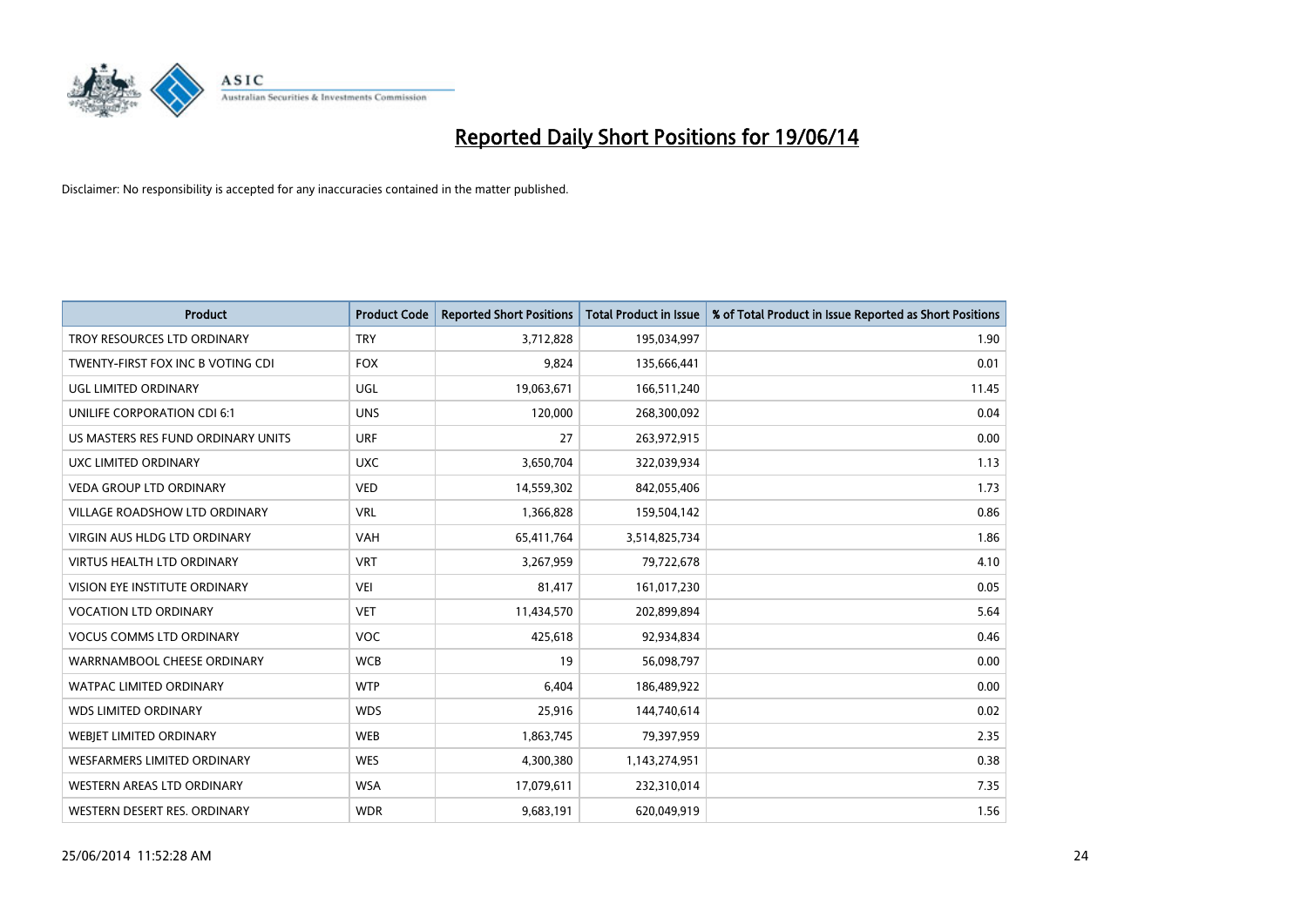# Reported Daily Short Positions for 19/06/14

Disclaimer: No responsibility is accepted for any inaccuracies contained in the matter published.

| Product | Product Code | Reported Short Positions | Total Product in Issue | % of Total Product in Issue Reported as Short Positions |
|---|---|---|---|---|
| TROY RESOURCES LTD ORDINARY | TRY | 3,712,828 | 195,034,997 | 1.90 |
| TWENTY-FIRST FOX INC B VOTING CDI | FOX | 9,824 | 135,666,441 | 0.01 |
| UGL LIMITED ORDINARY | UGL | 19,063,671 | 166,511,240 | 11.45 |
| UNILIFE CORPORATION CDI 6:1 | UNS | 120,000 | 268,300,092 | 0.04 |
| US MASTERS RES FUND ORDINARY UNITS | URF | 27 | 263,972,915 | 0.00 |
| UXC LIMITED ORDINARY | UXC | 3,650,704 | 322,039,934 | 1.13 |
| VEDA GROUP LTD ORDINARY | VED | 14,559,302 | 842,055,406 | 1.73 |
| VILLAGE ROADSHOW LTD ORDINARY | VRL | 1,366,828 | 159,504,142 | 0.86 |
| VIRGIN AUS HLDG LTD ORDINARY | VAH | 65,411,764 | 3,514,825,734 | 1.86 |
| VIRTUS HEALTH LTD ORDINARY | VRT | 3,267,959 | 79,722,678 | 4.10 |
| VISION EYE INSTITUTE ORDINARY | VEI | 81,417 | 161,017,230 | 0.05 |
| VOCATION LTD ORDINARY | VET | 11,434,570 | 202,899,894 | 5.64 |
| VOCUS COMMS LTD ORDINARY | VOC | 425,618 | 92,934,834 | 0.46 |
| WARRNAMBOOL CHEESE ORDINARY | WCB | 19 | 56,098,797 | 0.00 |
| WATPAC LIMITED ORDINARY | WTP | 6,404 | 186,489,922 | 0.00 |
| WDS LIMITED ORDINARY | WDS | 25,916 | 144,740,614 | 0.02 |
| WEBJET LIMITED ORDINARY | WEB | 1,863,745 | 79,397,959 | 2.35 |
| WESFARMERS LIMITED ORDINARY | WES | 4,300,380 | 1,143,274,951 | 0.38 |
| WESTERN AREAS LTD ORDINARY | WSA | 17,079,611 | 232,310,014 | 7.35 |
| WESTERN DESERT RES. ORDINARY | WDR | 9,683,191 | 620,049,919 | 1.56 |

25/06/2014 11:52:28 AM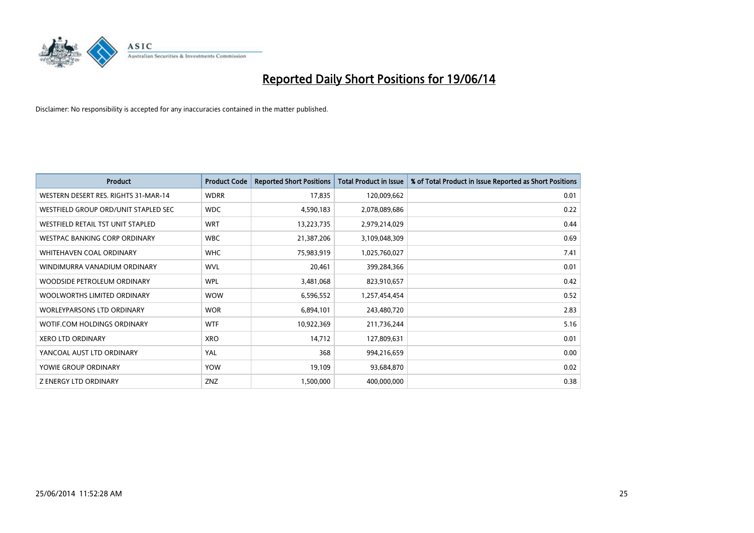# Reported Daily Short Positions for 19/06/14

Disclaimer: No responsibility is accepted for any inaccuracies contained in the matter published.

| Product | Product Code | Reported Short Positions | Total Product in Issue | % of Total Product in Issue Reported as Short Positions |
|---|---|---|---|---|
| WESTERN DESERT RES. RIGHTS 31-MAR-14 | WDRR | 17,835 | 120,009,662 | 0.01 |
| WESTFIELD GROUP ORD/UNIT STAPLED SEC | WDC | 4,590,183 | 2,078,089,686 | 0.22 |
| WESTFIELD RETAIL TST UNIT STAPLED | WRT | 13,223,735 | 2,979,214,029 | 0.44 |
| WESTPAC BANKING CORP ORDINARY | WBC | 21,387,206 | 3,109,048,309 | 0.69 |
| WHITEHAVEN COAL ORDINARY | WHC | 75,983,919 | 1,025,760,027 | 7.41 |
| WINDIMURRA VANADIUM ORDINARY | WVL | 20,461 | 399,284,366 | 0.01 |
| WOODSIDE PETROLEUM ORDINARY | WPL | 3,481,068 | 823,910,657 | 0.42 |
| WOOLWORTHS LIMITED ORDINARY | WOW | 6,596,552 | 1,257,454,454 | 0.52 |
| WORLEYPARSONS LTD ORDINARY | WOR | 6,894,101 | 243,480,720 | 2.83 |
| WOTIF.COM HOLDINGS ORDINARY | WTF | 10,922,369 | 211,736,244 | 5.16 |
| XERO LTD ORDINARY | XRO | 14,712 | 127,809,631 | 0.01 |
| YANCOAL AUST LTD ORDINARY | YAL | 368 | 994,216,659 | 0.00 |
| YOWIE GROUP ORDINARY | YOW | 19,109 | 93,684,870 | 0.02 |
| Z ENERGY LTD ORDINARY | ZNZ | 1,500,000 | 400,000,000 | 0.38 |